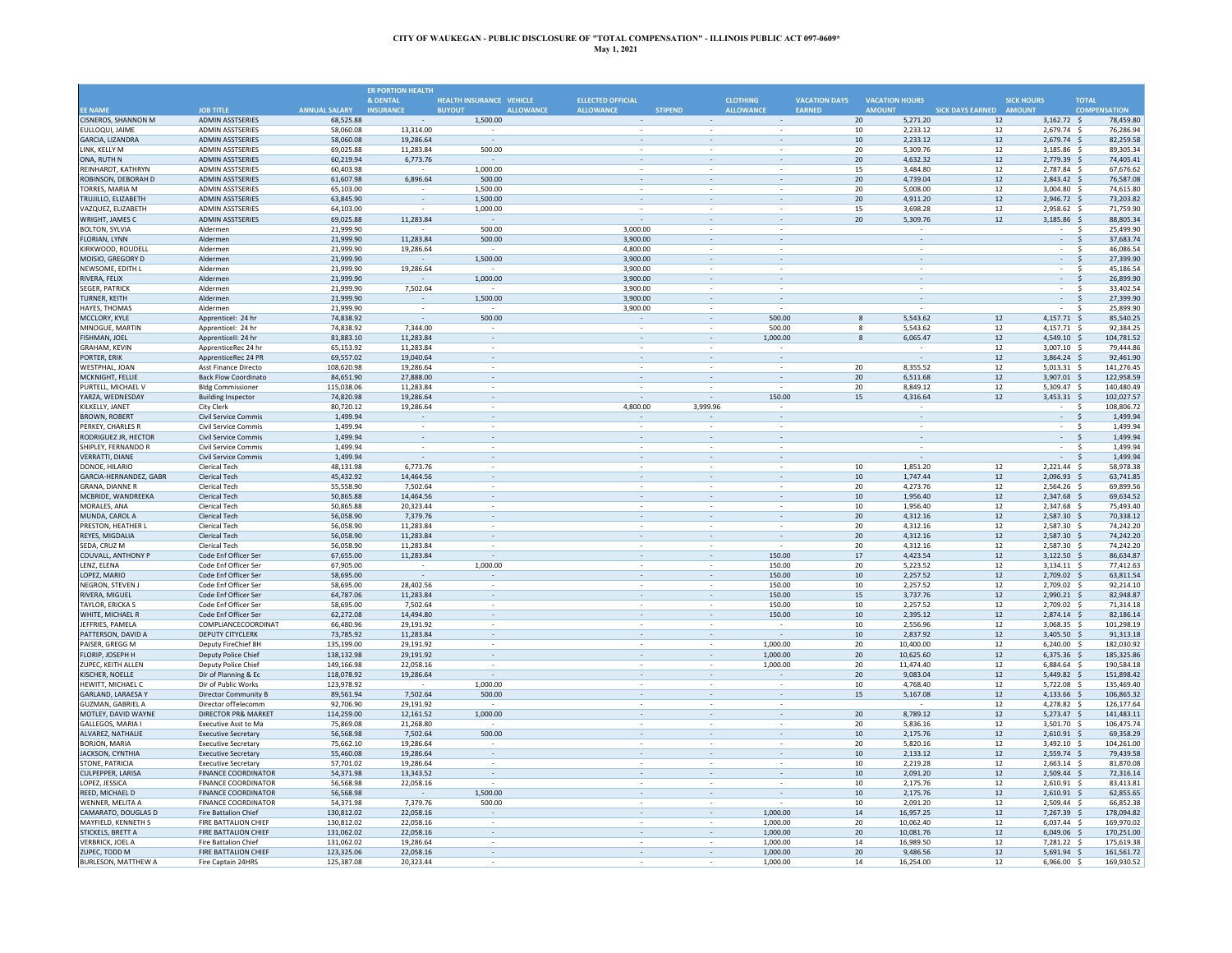**CITY OF WAUKEGAN - PUBLIC DISCLOSURE OF "TOTAL COMPENSATION" - ILLINOIS PUBLIC ACT 097-0609***
**May 1, 2021**

| EE NAME | JOB TITLE | ANNUAL SALARY | ER PORTION HEALTH & DENTAL INSURANCE | HEALTH INSURANCE BUYOUT | VEHICLE ALLOWANCE | ELLECTED OFFICIAL ALLOWANCE | STIPEND | CLOTHING ALLOWANCE | VACATION DAYS EARNED | VACATION HOURS AMOUNT | SICK DAYS EARNED | SICK HOURS AMOUNT | TOTAL COMPENSATION |
|---|---|---|---|---|---|---|---|---|---|---|---|---|---|
| CISNEROS, SHANNON M | ADMIN ASSTSERIES | 68,525.88 | - | 1,500.00 | | - | - | - | 20 | 5,271.20 | 12 | 3,162.72 | $ 78,459.80 |
| EULLOQUI, JAIME | ADMIN ASSTSERIES | 58,060.08 | 13,314.00 | - | | - | - | - | 10 | 2,233.12 | 12 | 2,679.74 | $ 76,286.94 |
| GARCIA, LIZANDRA | ADMIN ASSTSERIES | 58,060.08 | 19,286.64 | - | | - | - | - | 10 | 2,233.12 | 12 | 2,679.74 | $ 82,259.58 |
| LINK, KELLY M | ADMIN ASSTSERIES | 69,025.88 | 11,283.84 | 500.00 | | - | - | - | 20 | 5,309.76 | 12 | 3,185.86 | $ 89,305.34 |
| ONA, RUTH N | ADMIN ASSTSERIES | 60,219.94 | 6,773.76 | - | | - | - | - | 20 | 4,632.32 | 12 | 2,779.39 | $ 74,405.41 |
| REINHARDT, KATHRYN | ADMIN ASSTSERIES | 60,403.98 | - | 1,000.00 | | - | - | - | 15 | 3,484.80 | 12 | 2,787.84 | $ 67,676.62 |
| ROBINSON, DEBORAH D | ADMIN ASSTSERIES | 61,607.98 | 6,896.64 | 500.00 | | - | - | - | 20 | 4,739.04 | 12 | 2,843.42 | $ 76,587.08 |
| TORRES, MARIA M | ADMIN ASSTSERIES | 65,103.00 | - | 1,500.00 | | - | - | - | 20 | 5,008.00 | 12 | 3,004.80 | $ 74,615.80 |
| TRUJILLO, ELIZABETH | ADMIN ASSTSERIES | 63,845.90 | - | 1,500.00 | | - | - | - | 20 | 4,911.20 | 12 | 2,946.72 | $ 73,203.82 |
| VAZQUEZ, ELIZABETH | ADMIN ASSTSERIES | 64,103.00 | - | 1,000.00 | | - | - | - | 15 | 3,698.28 | 12 | 2,958.62 | $ 71,759.90 |
| WRIGHT, JAMES C | ADMIN ASSTSERIES | 69,025.88 | 11,283.84 | - | | - | - | - | 20 | 5,309.76 | 12 | 3,185.86 | $ 88,805.34 |
| BOLTON, SYLVIA | Aldermen | 21,999.90 | - | 500.00 | | 3,000.00 | - | - | | - | | - | $ 25,499.90 |
| FLORIAN, LYNN | Aldermen | 21,999.90 | 11,283.84 | 500.00 | | 3,900.00 | - | - | | - | | - | $ 37,683.74 |
| KIRKWOOD, ROUDELL | Aldermen | 21,999.90 | 19,286.64 | - | | 4,800.00 | - | - | | - | | - | $ 46,086.54 |
| MOISIO, GREGORY D | Aldermen | 21,999.90 | - | 1,500.00 | | 3,900.00 | - | - | | - | | - | $ 27,399.90 |
| NEWSOME, EDITH L | Aldermen | 21,999.90 | 19,286.64 | - | | 3,900.00 | - | - | | - | | - | $ 45,186.54 |
| RIVERA, FELIX | Aldermen | 21,999.90 | - | 1,000.00 | | 3,900.00 | - | - | | - | | - | $ 26,899.90 |
| SEGER, PATRICK | Aldermen | 21,999.90 | 7,502.64 | - | | 3,900.00 | - | - | | - | | - | $ 33,402.54 |
| TURNER, KEITH | Aldermen | 21,999.90 | - | 1,500.00 | | 3,900.00 | - | - | | - | | - | $ 27,399.90 |
| HAYES, THOMAS | Aldermen | 21,999.90 | - | - | | 3,900.00 | - | - | | - | | - | $ 25,899.90 |
| MCCLORY, KYLE | ApprenticeI: 24 hr | 74,838.92 | - | 500.00 | | - | - | 500.00 | 8 | 5,543.62 | 12 | 4,157.71 | $ 85,540.25 |
| MINOGUE, MARTIN | ApprenticeI: 24 hr | 74,838.92 | 7,344.00 | - | | - | - | 500.00 | 8 | 5,543.62 | 12 | 4,157.71 | $ 92,384.25 |
| FISHMAN, JOEL | ApprenticeII: 24 hr | 81,883.10 | 11,283.84 | - | | - | - | 1,000.00 | 8 | 6,065.47 | 12 | 4,549.10 | $ 104,781.52 |
| GRAHAM, KEVIN | ApprenticeRec 24 hr | 65,153.92 | 11,283.84 | - | | - | - | - | | - | 12 | 3,007.10 | $ 79,444.86 |
| PORTER, ERIK | ApprenticeRec 24 PR | 69,557.02 | 19,040.64 | - | | - | - | - | | - | 12 | 3,864.24 | $ 92,461.90 |
| WESTPHAL, JOAN | Asst Finance Directo | 108,620.98 | 19,286.64 | - | | - | - | - | 20 | 8,355.52 | 12 | 5,013.31 | $ 141,276.45 |
| MCKNIGHT, FELLIE | Back Flow Coordinato | 84,651.90 | 27,888.00 | - | | - | - | - | 20 | 6,511.68 | 12 | 3,907.01 | $ 122,958.59 |
| PURTELL, MICHAEL V | Bldg Commissioner | 115,038.06 | 11,283.84 | - | | - | - | - | 20 | 8,849.12 | 12 | 5,309.47 | $ 140,480.49 |
| YARZA, WEDNESDAY | Building Inspector | 74,820.98 | 19,286.64 | - | | - | - | 150.00 | 15 | 4,316.64 | 12 | 3,453.31 | $ 102,027.57 |
| KILKELLY, JANET | City Clerk | 80,720.12 | 19,286.64 | - | | 4,800.00 | 3,999.96 | - | | - | | - | $ 108,806.72 |
| BROWN, ROBERT | Civil Service Commis | 1,499.94 | - | - | | - | - | - | | - | | - | $ 1,499.94 |
| PERKEY, CHARLES R | Civil Service Commis | 1,499.94 | - | - | | - | - | - | | - | | - | $ 1,499.94 |
| RODRIGUEZ JR, HECTOR | Civil Service Commis | 1,499.94 | - | - | | - | - | - | | - | | - | $ 1,499.94 |
| SHIPLEY, FERNANDO R | Civil Service Commis | 1,499.94 | - | - | | - | - | - | | - | | - | $ 1,499.94 |
| VERRATTI, DIANE | Civil Service Commis | 1,499.94 | - | - | | - | - | - | | - | | - | $ 1,499.94 |
| DONOE, HILARIO | Clerical Tech | 48,131.98 | 6,773.76 | - | | - | - | - | 10 | 1,851.20 | 12 | 2,221.44 | $ 58,978.38 |
| GARCIA-HERNANDEZ, GABR | Clerical Tech | 45,432.92 | 14,464.56 | - | | - | - | - | 10 | 1,747.44 | 12 | 2,096.93 | $ 63,741.85 |
| GRANA, DIANNE R | Clerical Tech | 55,558.90 | 7,502.64 | - | | - | - | - | 20 | 4,273.76 | 12 | 2,564.26 | $ 69,899.56 |
| MCBRIDE, WANDREEKA | Clerical Tech | 50,865.88 | 14,464.56 | - | | - | - | - | 10 | 1,956.40 | 12 | 2,347.68 | $ 69,634.52 |
| MORALES, ANA | Clerical Tech | 50,865.88 | 20,323.44 | - | | - | - | - | 10 | 1,956.40 | 12 | 2,347.68 | $ 75,493.40 |
| MUNDA, CAROL A | Clerical Tech | 56,058.90 | 7,379.76 | - | | - | - | - | 20 | 4,312.16 | 12 | 2,587.30 | $ 70,338.12 |
| PRESTON, HEATHER L | Clerical Tech | 56,058.90 | 11,283.84 | - | | - | - | - | 20 | 4,312.16 | 12 | 2,587.30 | $ 74,242.20 |
| REYES, MIGDALIA | Clerical Tech | 56,058.90 | 11,283.84 | - | | - | - | - | 20 | 4,312.16 | 12 | 2,587.30 | $ 74,242.20 |
| SEDA, CRUZ M | Clerical Tech | 56,058.90 | 11,283.84 | - | | - | - | - | 20 | 4,312.16 | 12 | 2,587.30 | $ 74,242.20 |
| COUVALL, ANTHONY P | Code Enf Officer Ser | 67,655.00 | 11,283.84 | - | | - | - | 150.00 | 17 | 4,423.54 | 12 | 3,122.50 | $ 86,634.87 |
| LENZ, ELENA | Code Enf Officer Ser | 67,905.00 | - | 1,000.00 | | - | - | 150.00 | 20 | 5,223.52 | 12 | 3,134.11 | $ 77,412.63 |
| LOPEZ, MARIO | Code Enf Officer Ser | 58,695.00 | - | - | | - | - | 150.00 | 10 | 2,257.52 | 12 | 2,709.02 | $ 63,811.54 |
| NEGRON, STEVEN J | Code Enf Officer Ser | 58,695.00 | 28,402.56 | - | | - | - | 150.00 | 10 | 2,257.52 | 12 | 2,709.02 | $ 92,214.10 |
| RIVERA, MIGUEL | Code Enf Officer Ser | 64,787.06 | 11,283.84 | - | | - | - | 150.00 | 15 | 3,737.76 | 12 | 2,990.21 | $ 82,948.87 |
| TAYLOR, ERICKA S | Code Enf Officer Ser | 58,695.00 | 7,502.64 | - | | - | - | 150.00 | 10 | 2,257.52 | 12 | 2,709.02 | $ 71,314.18 |
| WHITE, MICHAEL R | Code Enf Officer Ser | 62,272.08 | 14,494.80 | - | | - | - | 150.00 | 10 | 2,395.12 | 12 | 2,874.14 | $ 82,186.14 |
| JEFFRIES, PAMELA | COMPLIANCECOORDINAT | 66,480.96 | 29,191.92 | - | | - | - | - | 10 | 2,556.96 | 12 | 3,068.35 | $ 101,298.19 |
| PATTERSON, DAVID A | DEPUTY CITYCLERK | 73,785.92 | 11,283.84 | - | | - | - | - | 10 | 2,837.92 | 12 | 3,405.50 | $ 91,313.18 |
| PAISER, GREGG M | Deputy FireChief 8H | 135,199.00 | 29,191.92 | - | | - | - | 1,000.00 | 20 | 10,400.00 | 12 | 6,240.00 | $ 182,030.92 |
| FLORIP, JOSEPH H | Deputy Police Chief | 138,132.98 | 29,191.92 | - | | - | - | 1,000.00 | 20 | 10,625.60 | 12 | 6,375.36 | $ 185,325.86 |
| ZUPEC, KEITH ALLEN | Deputy Police Chief | 149,166.98 | 22,058.16 | - | | - | - | 1,000.00 | 20 | 11,474.40 | 12 | 6,884.64 | $ 190,584.18 |
| KISCHER, NOELLE | Dir of Planning & Ec | 118,078.92 | 19,286.64 | - | | - | - | - | 20 | 9,083.04 | 12 | 5,449.82 | $ 151,898.42 |
| HEWITT, MICHAEL C | Dir of Public Works | 123,978.92 | - | 1,000.00 | | - | - | - | 10 | 4,768.40 | 12 | 5,722.08 | $ 135,469.40 |
| GARLAND, LARAESA Y | Director Community B | 89,561.94 | 7,502.64 | 500.00 | | - | - | - | 15 | 5,167.08 | 12 | 4,133.66 | $ 106,865.32 |
| GUZMAN, GABRIEL A | Director ofTelecomm | 92,706.90 | 29,191.92 | - | | - | - | - | | - | 12 | 4,278.82 | $ 126,177.64 |
| MOTLEY, DAVID WAYNE | DIRECTOR PR& MARKET | 114,259.00 | 12,161.52 | 1,000.00 | | - | - | - | 20 | 8,789.12 | 12 | 5,273.47 | $ 141,483.11 |
| GALLEGOS, MARIA I | Executive Asst to Ma | 75,869.08 | 21,268.80 | - | | - | - | - | 20 | 5,836.16 | 12 | 3,501.70 | $ 106,475.74 |
| ALVAREZ, NATHALIE | Executive Secretary | 56,568.98 | 7,502.64 | 500.00 | | - | - | - | 10 | 2,175.76 | 12 | 2,610.91 | $ 69,358.29 |
| BORJON, MARIA | Executive Secretary | 75,662.10 | 19,286.64 | - | | - | - | - | 20 | 5,820.16 | 12 | 3,492.10 | $ 104,261.00 |
| JACKSON, CYNTHIA | Executive Secretary | 55,460.08 | 19,286.64 | - | | - | - | - | 10 | 2,133.12 | 12 | 2,559.74 | $ 79,439.58 |
| STONE, PATRICIA | Executive Secretary | 57,701.02 | 19,286.64 | - | | - | - | - | 10 | 2,219.28 | 12 | 2,663.14 | $ 81,870.08 |
| CULPEPPER, LARISA | FINANCE COORDINATOR | 54,371.98 | 13,343.52 | - | | - | - | - | 10 | 2,091.20 | 12 | 2,509.44 | $ 72,316.14 |
| LOPEZ, JESSICA | FINANCE COORDINATOR | 56,568.98 | 22,058.16 | - | | - | - | - | 10 | 2,175.76 | 12 | 2,610.91 | $ 83,413.81 |
| REED, MICHAEL D | FINANCE COORDINATOR | 56,568.98 | - | 1,500.00 | | - | - | - | 10 | 2,175.76 | 12 | 2,610.91 | $ 62,855.65 |
| WENNER, MELITA A | FINANCE COORDINATOR | 54,371.98 | 7,379.76 | 500.00 | | - | - | - | 10 | 2,091.20 | 12 | 2,509.44 | $ 66,852.38 |
| CAMARATO, DOUGLAS D | Fire Battalion Chief | 130,812.02 | 22,058.16 | - | | - | - | 1,000.00 | 14 | 16,957.25 | 12 | 7,267.39 | $ 178,094.82 |
| MAYFIELD, KENNETH S | FIRE BATTALION CHIEF | 130,812.02 | 22,058.16 | - | | - | - | 1,000.00 | 20 | 10,062.40 | 12 | 6,037.44 | $ 169,970.02 |
| STICKELS, BRETT A | FIRE BATTALION CHIEF | 131,062.02 | 22,058.16 | - | | - | - | 1,000.00 | 20 | 10,081.76 | 12 | 6,049.06 | $ 170,251.00 |
| VERBRICK, JOEL A | Fire Battalion Chief | 131,062.02 | 19,286.64 | - | | - | - | 1,000.00 | 14 | 16,989.50 | 12 | 7,281.22 | $ 175,619.38 |
| ZUPEC, TODD M | FIRE BATTALION CHIEF | 123,325.06 | 22,058.16 | - | | - | - | 1,000.00 | 20 | 9,486.56 | 12 | 5,691.94 | $ 161,561.72 |
| BURLESON, MATTHEW A | Fire Captain 24HRS | 125,387.08 | 20,323.44 | - | | - | - | 1,000.00 | 14 | 16,254.00 | 12 | 6,966.00 | $ 169,930.52 |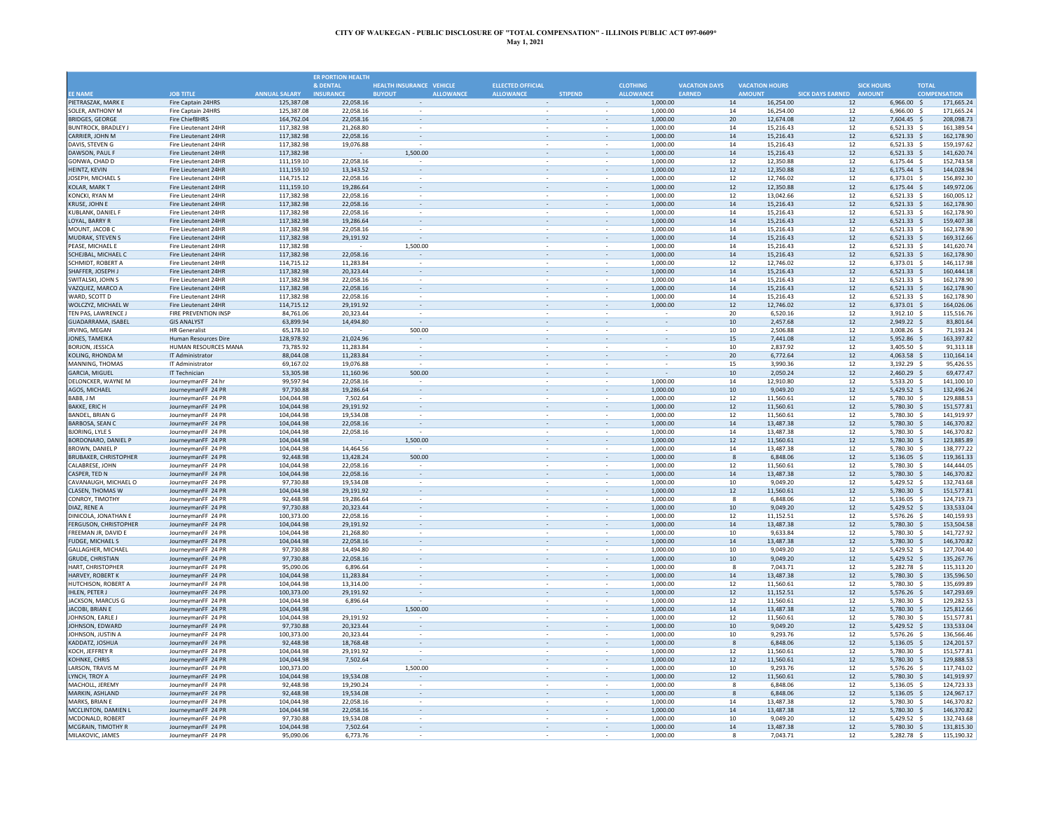**CITY OF WAUKEGAN - PUBLIC DISCLOSURE OF "TOTAL COMPENSATION" - ILLINOIS PUBLIC ACT 097-0609***
**May 1, 2021**

| EE NAME | JOB TITLE | ANNUAL SALARY | ER PORTION HEALTH & DENTAL INSURANCE | HEALTH INSURANCE BUYOUT | VEHICLE ALLOWANCE | ELLECTED OFFICIAL ALLOWANCE | STIPEND | CLOTHING ALLOWANCE | VACATION DAYS EARNED | VACATION HOURS AMOUNT | SICK DAYS EARNED | SICK HOURS AMOUNT | TOTAL COMPENSATION |
|---|---|---|---|---|---|---|---|---|---|---|---|---|---|
| PIETRASZAK, MARK E | Fire Captain 24HRS | 125,387.08 | 22,058.16 | - | | - | - | 1,000.00 | 14 | 16,254.00 | 12 | 6,966.00 | $ 171,665.24 |
| SOLER, ANTHONY M | Fire Captain 24HRS | 125,387.08 | 22,058.16 | - | | - | - | 1,000.00 | 14 | 16,254.00 | 12 | 6,966.00 | $ 171,665.24 |
| BRIDGES, GEORGE | Fire Chief8HRS | 164,762.04 | 22,058.16 | - | | - | - | 1,000.00 | 20 | 12,674.08 | 12 | 7,604.45 | $ 208,098.73 |
| BUNTROCK, BRADLEY J | Fire Lieutenant 24HR | 117,382.98 | 21,268.80 | - | | - | - | 1,000.00 | 14 | 15,216.43 | 12 | 6,521.33 | $ 161,389.54 |
| CARRIER, JOHN M | Fire Lieutenant 24HR | 117,382.98 | 22,058.16 | - | | - | - | 1,000.00 | 14 | 15,216.43 | 12 | 6,521.33 | $ 162,178.90 |
| DAVIS, STEVEN G | Fire Lieutenant 24HR | 117,382.98 | 19,076.88 | - | | - | - | 1,000.00 | 14 | 15,216.43 | 12 | 6,521.33 | $ 159,197.62 |
| DAWSON, PAUL F | Fire Lieutenant 24HR | 117,382.98 | - | 1,500.00 | | - | - | 1,000.00 | 14 | 15,216.43 | 12 | 6,521.33 | $ 141,620.74 |
| GONWA, CHAD D | Fire Lieutenant 24HR | 111,159.10 | 22,058.16 | - | | - | - | 1,000.00 | 12 | 12,350.88 | 12 | 6,175.44 | $ 152,743.58 |
| HEINTZ, KEVIN | Fire Lieutenant 24HR | 111,159.10 | 13,343.52 | - | | - | - | 1,000.00 | 12 | 12,350.88 | 12 | 6,175.44 | $ 144,028.94 |
| JOSEPH, MICHAEL S | Fire Lieutenant 24HR | 114,715.12 | 22,058.16 | - | | - | - | 1,000.00 | 12 | 12,746.02 | 12 | 6,373.01 | $ 156,892.30 |
| KOLAR, MARK T | Fire Lieutenant 24HR | 111,159.10 | 19,286.64 | - | | - | - | 1,000.00 | 12 | 12,350.88 | 12 | 6,175.44 | $ 149,972.06 |
| KONCKI, RYAN M | Fire Lieutenant 24HR | 117,382.98 | 22,058.16 | - | | - | - | 1,000.00 | 12 | 13,042.66 | 12 | 6,521.33 | $ 160,005.12 |
| KRUSE, JOHN E | Fire Lieutenant 24HR | 117,382.98 | 22,058.16 | - | | - | - | 1,000.00 | 14 | 15,216.43 | 12 | 6,521.33 | $ 162,178.90 |
| KUBLANK, DANIEL F | Fire Lieutenant 24HR | 117,382.98 | 22,058.16 | - | | - | - | 1,000.00 | 14 | 15,216.43 | 12 | 6,521.33 | $ 162,178.90 |
| LOYAL, BARRY R | Fire Lieutenant 24HR | 117,382.98 | 19,286.64 | - | | - | - | 1,000.00 | 14 | 15,216.43 | 12 | 6,521.33 | $ 159,407.38 |
| MOUNT, JACOB C | Fire Lieutenant 24HR | 117,382.98 | 22,058.16 | - | | - | - | 1,000.00 | 14 | 15,216.43 | 12 | 6,521.33 | $ 162,178.90 |
| MUDRAK, STEVEN S | Fire Lieutenant 24HR | 117,382.98 | 29,191.92 | - | | - | - | 1,000.00 | 14 | 15,216.43 | 12 | 6,521.33 | $ 169,312.66 |
| PEASE, MICHAEL E | Fire Lieutenant 24HR | 117,382.98 | - | 1,500.00 | | - | - | 1,000.00 | 14 | 15,216.43 | 12 | 6,521.33 | $ 141,620.74 |
| SCHEJBAL, MICHAEL C | Fire Lieutenant 24HR | 117,382.98 | 22,058.16 | - | | - | - | 1,000.00 | 14 | 15,216.43 | 12 | 6,521.33 | $ 162,178.90 |
| SCHMIDT, ROBERT A | Fire Lieutenant 24HR | 114,715.12 | 11,283.84 | - | | - | - | 1,000.00 | 12 | 12,746.02 | 12 | 6,373.01 | $ 146,117.98 |
| SHAFFER, JOSEPH J | Fire Lieutenant 24HR | 117,382.98 | 20,323.44 | - | | - | - | 1,000.00 | 14 | 15,216.43 | 12 | 6,521.33 | $ 160,444.18 |
| SWITALSKI, JOHN S | Fire Lieutenant 24HR | 117,382.98 | 22,058.16 | - | | - | - | 1,000.00 | 14 | 15,216.43 | 12 | 6,521.33 | $ 162,178.90 |
| VAZQUEZ, MARCO A | Fire Lieutenant 24HR | 117,382.98 | 22,058.16 | - | | - | - | 1,000.00 | 14 | 15,216.43 | 12 | 6,521.33 | $ 162,178.90 |
| WARD, SCOTT D | Fire Lieutenant 24HR | 117,382.98 | 22,058.16 | - | | - | - | 1,000.00 | 14 | 15,216.43 | 12 | 6,521.33 | $ 162,178.90 |
| WOLCZYZ, MICHAEL W | Fire Lieutenant 24HR | 114,715.12 | 29,191.92 | - | | - | - | 1,000.00 | 12 | 12,746.02 | 12 | 6,373.01 | $ 164,026.06 |
| TEN PAS, LAWRENCE J | FIRE PREVENTION INSP | 84,761.06 | 20,323.44 | - | | - | - | - | 20 | 6,520.16 | 12 | 3,912.10 | $ 115,516.76 |
| GUADARRAMA, ISABEL | GIS ANALYST | 63,899.94 | 14,494.80 | - | | - | - | - | 10 | 2,457.68 | 12 | 2,949.22 | $ 83,801.64 |
| IRVING, MEGAN | HR Generalist | 65,178.10 | - | 500.00 | | - | - | - | 10 | 2,506.88 | 12 | 3,008.26 | $ 71,193.24 |
| JONES, TAMEIKA | Human Resources Dire | 128,978.92 | 21,024.96 | - | | - | - | - | 15 | 7,441.08 | 12 | 5,952.86 | $ 163,397.82 |
| BORJON, JESSICA | HUMAN RESOURCES MANA | 73,785.92 | 11,283.84 | - | | - | - | - | 10 | 2,837.92 | 12 | 3,405.50 | $ 91,313.18 |
| KOLING, RHONDA M | IT Administrator | 88,044.08 | 11,283.84 | - | | - | - | - | 20 | 6,772.64 | 12 | 4,063.58 | $ 110,164.14 |
| MANNING, THOMAS | IT Administrator | 69,167.02 | 19,076.88 | - | | - | - | - | 15 | 3,990.36 | 12 | 3,192.29 | $ 95,426.55 |
| GARCIA, MIGUEL | IT Technician | 53,305.98 | 11,160.96 | 500.00 | | - | - | - | 10 | 2,050.24 | 12 | 2,460.29 | $ 69,477.47 |
| DELONCKER, WAYNE M | JourneymanFF 24 hr | 99,597.94 | 22,058.16 | - | | - | - | 1,000.00 | 14 | 12,910.80 | 12 | 5,533.20 | $ 141,100.10 |
| AGOS, MICHAEL | JourneymanFF 24 PR | 97,730.88 | 19,286.64 | - | | - | - | 1,000.00 | 10 | 9,049.20 | 12 | 5,429.52 | $ 132,496.24 |
| BABB, J M | JourneymanFF 24 PR | 104,044.98 | 7,502.64 | - | | - | - | 1,000.00 | 12 | 11,560.61 | 12 | 5,780.30 | $ 129,888.53 |
| BAKKE, ERIC H | JourneymanFF 24 PR | 104,044.98 | 29,191.92 | - | | - | - | 1,000.00 | 12 | 11,560.61 | 12 | 5,780.30 | $ 151,577.81 |
| BANDEL, BRIAN G | JourneymanFF 24 PR | 104,044.98 | 19,534.08 | - | | - | - | 1,000.00 | 12 | 11,560.61 | 12 | 5,780.30 | $ 141,919.97 |
| BARBOSA, SEAN C | JourneymanFF 24 PR | 104,044.98 | 22,058.16 | - | | - | - | 1,000.00 | 14 | 13,487.38 | 12 | 5,780.30 | $ 146,370.82 |
| BJORING, LYLE S | JourneymanFF 24 PR | 104,044.98 | 22,058.16 | - | | - | - | 1,000.00 | 14 | 13,487.38 | 12 | 5,780.30 | $ 146,370.82 |
| BORDONARO, DANIEL P | JourneymanFF 24 PR | 104,044.98 | - | 1,500.00 | | - | - | 1,000.00 | 12 | 11,560.61 | 12 | 5,780.30 | $ 123,885.89 |
| BROWN, DANIEL P | JourneymanFF 24 PR | 104,044.98 | 14,464.56 | - | | - | - | 1,000.00 | 14 | 13,487.38 | 12 | 5,780.30 | $ 138,777.22 |
| BRUBAKER, CHRISTOPHER | JourneymanFF 24 PR | 92,448.98 | 13,428.24 | 500.00 | | - | - | 1,000.00 | 8 | 6,848.06 | 12 | 5,136.05 | $ 119,361.33 |
| CALABRESE, JOHN | JourneymanFF 24 PR | 104,044.98 | 22,058.16 | - | | - | - | 1,000.00 | 12 | 11,560.61 | 12 | 5,780.30 | $ 144,444.05 |
| CASPER, TED N | JourneymanFF 24 PR | 104,044.98 | 22,058.16 | - | | - | - | 1,000.00 | 14 | 13,487.38 | 12 | 5,780.30 | $ 146,370.82 |
| CAVANAUGH, MICHAEL O | JourneymanFF 24 PR | 97,730.88 | 19,534.08 | - | | - | - | 1,000.00 | 10 | 9,049.20 | 12 | 5,429.52 | $ 132,743.68 |
| CLASEN, THOMAS W | JourneymanFF 24 PR | 104,044.98 | 29,191.92 | - | | - | - | 1,000.00 | 12 | 11,560.61 | 12 | 5,780.30 | $ 151,577.81 |
| CONROY, TIMOTHY | JourneymanFF 24 PR | 92,448.98 | 19,286.64 | - | | - | - | 1,000.00 | 8 | 6,848.06 | 12 | 5,136.05 | $ 124,719.73 |
| DIAZ, RENE A | JourneymanFF 24 PR | 97,730.88 | 20,323.44 | - | | - | - | 1,000.00 | 10 | 9,049.20 | 12 | 5,429.52 | $ 133,533.04 |
| DINICOLA, JONATHAN E | JourneymanFF 24 PR | 100,373.00 | 22,058.16 | - | | - | - | 1,000.00 | 12 | 11,152.51 | 12 | 5,576.26 | $ 140,159.93 |
| FERGUSON, CHRISTOPHER | JourneymanFF 24 PR | 104,044.98 | 29,191.92 | - | | - | - | 1,000.00 | 14 | 13,487.38 | 12 | 5,780.30 | $ 153,504.58 |
| FREEMAN JR, DAVID E | JourneymanFF 24 PR | 104,044.98 | 21,268.80 | - | | - | - | 1,000.00 | 10 | 9,633.84 | 12 | 5,780.30 | $ 141,727.92 |
| FUDGE, MICHAEL S | JourneymanFF 24 PR | 104,044.98 | 22,058.16 | - | | - | - | 1,000.00 | 14 | 13,487.38 | 12 | 5,780.30 | $ 146,370.82 |
| GALLAGHER, MICHAEL | JourneymanFF 24 PR | 97,730.88 | 14,494.80 | - | | - | - | 1,000.00 | 10 | 9,049.20 | 12 | 5,429.52 | $ 127,704.40 |
| GRUDE, CHRISTIAN | JourneymanFF 24 PR | 97,730.88 | 22,058.16 | - | | - | - | 1,000.00 | 10 | 9,049.20 | 12 | 5,429.52 | $ 135,267.76 |
| HART, CHRISTOPHER | JourneymanFF 24 PR | 95,090.06 | 6,896.64 | - | | - | - | 1,000.00 | 8 | 7,043.71 | 12 | 5,282.78 | $ 115,313.20 |
| HARVEY, ROBERT K | JourneymanFF 24 PR | 104,044.98 | 11,283.84 | - | | - | - | 1,000.00 | 14 | 13,487.38 | 12 | 5,780.30 | $ 135,596.50 |
| HUTCHISON, ROBERT A | JourneymanFF 24 PR | 104,044.98 | 13,314.00 | - | | - | - | 1,000.00 | 12 | 11,560.61 | 12 | 5,780.30 | $ 135,699.89 |
| IHLEN, PETER J | JourneymanFF 24 PR | 100,373.00 | 29,191.92 | - | | - | - | 1,000.00 | 12 | 11,152.51 | 12 | 5,576.26 | $ 147,293.69 |
| JACKSON, MARCUS G | JourneymanFF 24 PR | 104,044.98 | 6,896.64 | - | | - | - | 1,000.00 | 12 | 11,560.61 | 12 | 5,780.30 | $ 129,282.53 |
| JACOBI, BRIAN E | JourneymanFF 24 PR | 104,044.98 | - | 1,500.00 | | - | - | 1,000.00 | 14 | 13,487.38 | 12 | 5,780.30 | $ 125,812.66 |
| JOHNSON, EARLE J | JourneymanFF 24 PR | 104,044.98 | 29,191.92 | - | | - | - | 1,000.00 | 12 | 11,560.61 | 12 | 5,780.30 | $ 151,577.81 |
| JOHNSON, EDWARD | JourneymanFF 24 PR | 97,730.88 | 20,323.44 | - | | - | - | 1,000.00 | 10 | 9,049.20 | 12 | 5,429.52 | $ 133,533.04 |
| JOHNSON, JUSTIN A | JourneymanFF 24 PR | 100,373.00 | 20,323.44 | - | | - | - | 1,000.00 | 10 | 9,293.76 | 12 | 5,576.26 | $ 136,566.46 |
| KADDATZ, JOSHUA | JourneymanFF 24 PR | 92,448.98 | 18,768.48 | - | | - | - | 1,000.00 | 8 | 6,848.06 | 12 | 5,136.05 | $ 124,201.57 |
| KOCH, JEFFREY R | JourneymanFF 24 PR | 104,044.98 | 29,191.92 | - | | - | - | 1,000.00 | 12 | 11,560.61 | 12 | 5,780.30 | $ 151,577.81 |
| KOHNKE, CHRIS | JourneymanFF 24 PR | 104,044.98 | 7,502.64 | - | | - | - | 1,000.00 | 12 | 11,560.61 | 12 | 5,780.30 | $ 129,888.53 |
| LARSON, TRAVIS M | JourneymanFF 24 PR | 100,373.00 | - | 1,500.00 | | - | - | 1,000.00 | 10 | 9,293.76 | 12 | 5,576.26 | $ 117,743.02 |
| LYNCH, TROY A | JourneymanFF 24 PR | 104,044.98 | 19,534.08 | - | | - | - | 1,000.00 | 12 | 11,560.61 | 12 | 5,780.30 | $ 141,919.97 |
| MACHOLL, JEREMY | JourneymanFF 24 PR | 92,448.98 | 19,290.24 | - | | - | - | 1,000.00 | 8 | 6,848.06 | 12 | 5,136.05 | $ 124,723.33 |
| MARKIN, ASHLAND | JourneymanFF 24 PR | 92,448.98 | 19,534.08 | - | | - | - | 1,000.00 | 8 | 6,848.06 | 12 | 5,136.05 | $ 124,967.17 |
| MARKS, BRIAN E | JourneymanFF 24 PR | 104,044.98 | 22,058.16 | - | | - | - | 1,000.00 | 14 | 13,487.38 | 12 | 5,780.30 | $ 146,370.82 |
| MCCLINTON, DAMIEN L | JourneymanFF 24 PR | 104,044.98 | 22,058.16 | - | | - | - | 1,000.00 | 14 | 13,487.38 | 12 | 5,780.30 | $ 146,370.82 |
| MCDONALD, ROBERT | JourneymanFF 24 PR | 97,730.88 | 19,534.08 | - | | - | - | 1,000.00 | 10 | 9,049.20 | 12 | 5,429.52 | $ 132,743.68 |
| MCGRAIN, TIMOTHY R | JourneymanFF 24 PR | 104,044.98 | 7,502.64 | - | | - | - | 1,000.00 | 14 | 13,487.38 | 12 | 5,780.30 | $ 131,815.30 |
| MILAKOVIC, JAMES | JourneymanFF 24 PR | 95,090.06 | 6,773.76 | - | | - | - | 1,000.00 | 8 | 7,043.71 | 12 | 5,282.78 | $ 115,190.32 |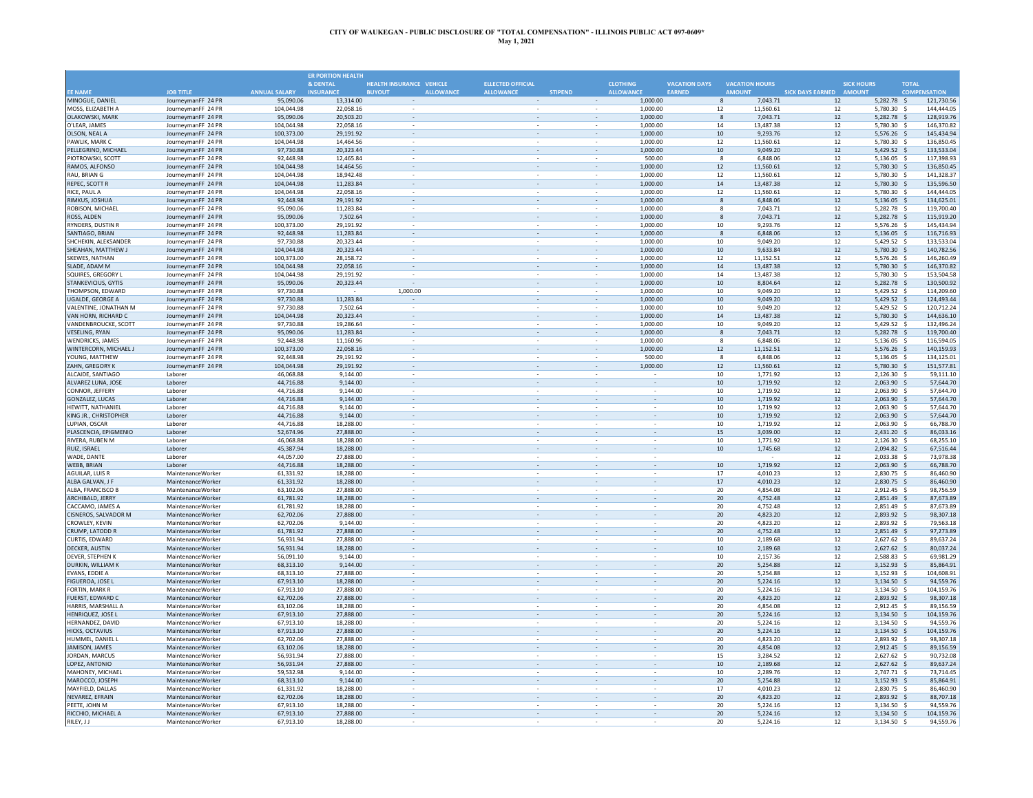**CITY OF WAUKEGAN - PUBLIC DISCLOSURE OF "TOTAL COMPENSATION" - ILLINOIS PUBLIC ACT 097-0609***

**May 1, 2021**

| EE NAME | JOB TITLE | ANNUAL SALARY | ER PORTION HEALTH & DENTAL INSURANCE | HEALTH INSURANCE BUYOUT | VEHICLE ALLOWANCE | ELLECTED OFFICIAL ALLOWANCE | STIPEND | CLOTHING ALLOWANCE | VACATION DAYS EARNED | VACATION HOURS AMOUNT | SICK DAYS EARNED | SICK HOURS AMOUNT | TOTAL COMPENSATION |
|---|---|---|---|---|---|---|---|---|---|---|---|---|---|
| MINOGUE, DANIEL | JourneymanFF 24 PR | 95,090.06 | 13,314.00 | - | | - | - | 1,000.00 | 8 | 7,043.71 | 12 | 5,282.78 | $ 121,730.56 |
| MOSS, ELIZABETH A | JourneymanFF 24 PR | 104,044.98 | 22,058.16 | - | | - | - | 1,000.00 | 12 | 11,560.61 | 12 | 5,780.30 | $ 144,444.05 |
| OLAKOWSKI, MARK | JourneymanFF 24 PR | 95,090.06 | 20,503.20 | - | | - | - | 1,000.00 | 8 | 7,043.71 | 12 | 5,282.78 | $ 128,919.76 |
| O'LEAR, JAMES | JourneymanFF 24 PR | 104,044.98 | 22,058.16 | - | | - | - | 1,000.00 | 14 | 13,487.38 | 12 | 5,780.30 | $ 146,370.82 |
| OLSON, NEAL A | JourneymanFF 24 PR | 100,373.00 | 29,191.92 | - | | - | - | 1,000.00 | 10 | 9,293.76 | 12 | 5,576.26 | $ 145,434.94 |
| PAWLIK, MARK C | JourneymanFF 24 PR | 104,044.98 | 14,464.56 | - | | - | - | 1,000.00 | 12 | 11,560.61 | 12 | 5,780.30 | $ 136,850.45 |
| PELLEGRINO, MICHAEL | JourneymanFF 24 PR | 97,730.88 | 20,323.44 | - | | - | - | 1,000.00 | 10 | 9,049.20 | 12 | 5,429.52 | $ 133,533.04 |
| PIOTROWSKI, SCOTT | JourneymanFF 24 PR | 92,448.98 | 12,465.84 | - | | - | - | 500.00 | 8 | 6,848.06 | 12 | 5,136.05 | $ 117,398.93 |
| RAMOS, ALFONSO | JourneymanFF 24 PR | 104,044.98 | 14,464.56 | - | | - | - | 1,000.00 | 12 | 11,560.61 | 12 | 5,780.30 | $ 136,850.45 |
| RAU, BRIAN G | JourneymanFF 24 PR | 104,044.98 | 18,942.48 | - | | - | - | 1,000.00 | 12 | 11,560.61 | 12 | 5,780.30 | $ 141,328.37 |
| REPEC, SCOTT R | JourneymanFF 24 PR | 104,044.98 | 11,283.84 | - | | - | - | 1,000.00 | 14 | 13,487.38 | 12 | 5,780.30 | $ 135,596.50 |
| RICE, PAUL A | JourneymanFF 24 PR | 104,044.98 | 22,058.16 | - | | - | - | 1,000.00 | 12 | 11,560.61 | 12 | 5,780.30 | $ 144,444.05 |
| RIMKUS, JOSHUA | JourneymanFF 24 PR | 92,448.98 | 29,191.92 | - | | - | - | 1,000.00 | 8 | 6,848.06 | 12 | 5,136.05 | $ 134,625.01 |
| ROBISON, MICHAEL | JourneymanFF 24 PR | 95,090.06 | 11,283.84 | - | | - | - | 1,000.00 | 8 | 7,043.71 | 12 | 5,282.78 | $ 119,700.40 |
| ROSS, ALDEN | JourneymanFF 24 PR | 95,090.06 | 7,502.64 | - | | - | - | 1,000.00 | 8 | 7,043.71 | 12 | 5,282.78 | $ 115,919.20 |
| RYNDERS, DUSTIN R | JourneymanFF 24 PR | 100,373.00 | 29,191.92 | - | | - | - | 1,000.00 | 10 | 9,293.76 | 12 | 5,576.26 | $ 145,434.94 |
| SANTIAGO, BRIAN | JourneymanFF 24 PR | 92,448.98 | 11,283.84 | - | | - | - | 1,000.00 | 8 | 6,848.06 | 12 | 5,136.05 | $ 116,716.93 |
| SHCHEKIN, ALEKSANDER | JourneymanFF 24 PR | 97,730.88 | 20,323.44 | - | | - | - | 1,000.00 | 10 | 9,049.20 | 12 | 5,429.52 | $ 133,533.04 |
| SHEAHAN, MATTHEW J | JourneymanFF 24 PR | 104,044.98 | 20,323.44 | - | | - | - | 1,000.00 | 10 | 9,633.84 | 12 | 5,780.30 | $ 140,782.56 |
| SKEWES, NATHAN | JourneymanFF 24 PR | 100,373.00 | 28,158.72 | - | | - | - | 1,000.00 | 12 | 11,152.51 | 12 | 5,576.26 | $ 146,260.49 |
| SLADE, ADAM M | JourneymanFF 24 PR | 104,044.98 | 22,058.16 | - | | - | - | 1,000.00 | 14 | 13,487.38 | 12 | 5,780.30 | $ 146,370.82 |
| SQUIRES, GREGORY L | JourneymanFF 24 PR | 104,044.98 | 29,191.92 | - | | - | - | 1,000.00 | 14 | 13,487.38 | 12 | 5,780.30 | $ 153,504.58 |
| STANKEVICIUS, GYTIS | JourneymanFF 24 PR | 95,090.06 | 20,323.44 | - | | - | - | 1,000.00 | 10 | 8,804.64 | 12 | 5,282.78 | $ 130,500.92 |
| THOMPSON, EDWARD | JourneymanFF 24 PR | 97,730.88 | - | 1,000.00 | | - | - | 1,000.00 | 10 | 9,049.20 | 12 | 5,429.52 | $ 114,209.60 |
| UGALDE, GEORGE A | JourneymanFF 24 PR | 97,730.88 | 11,283.84 | - | | - | - | 1,000.00 | 10 | 9,049.20 | 12 | 5,429.52 | $ 124,493.44 |
| VALENTINE, JONATHAN M | JourneymanFF 24 PR | 97,730.88 | 7,502.64 | - | | - | - | 1,000.00 | 10 | 9,049.20 | 12 | 5,429.52 | $ 120,712.24 |
| VAN HORN, RICHARD C | JourneymanFF 24 PR | 104,044.98 | 20,323.44 | - | | - | - | 1,000.00 | 14 | 13,487.38 | 12 | 5,780.30 | $ 144,636.10 |
| VANDENBROUCKE, SCOTT | JourneymanFF 24 PR | 97,730.88 | 19,286.64 | - | | - | - | 1,000.00 | 10 | 9,049.20 | 12 | 5,429.52 | $ 132,496.24 |
| VESELING, RYAN | JourneymanFF 24 PR | 95,090.06 | 11,283.84 | - | | - | - | 1,000.00 | 8 | 7,043.71 | 12 | 5,282.78 | $ 119,700.40 |
| WENDRICKS, JAMES | JourneymanFF 24 PR | 92,448.98 | 11,160.96 | - | | - | - | 1,000.00 | 8 | 6,848.06 | 12 | 5,136.05 | $ 116,594.05 |
| WINTERCORN, MICHAEL J | JourneymanFF 24 PR | 100,373.00 | 22,058.16 | - | | - | - | 1,000.00 | 12 | 11,152.51 | 12 | 5,576.26 | $ 140,159.93 |
| YOUNG, MATTHEW | JourneymanFF 24 PR | 92,448.98 | 29,191.92 | - | | - | - | 500.00 | 8 | 6,848.06 | 12 | 5,136.05 | $ 134,125.01 |
| ZAHN, GREGORY K | JourneymanFF 24 PR | 104,044.98 | 29,191.92 | - | | - | - | 1,000.00 | 12 | 11,560.61 | 12 | 5,780.30 | $ 151,577.81 |
| ALCAIDE, SANTIAGO | Laborer | 46,068.88 | 9,144.00 | - | | - | - | - | 10 | 1,771.92 | 12 | 2,126.30 | $ 59,111.10 |
| ALVAREZ LUNA, JOSE | Laborer | 44,716.88 | 9,144.00 | - | | - | - | - | 10 | 1,719.92 | 12 | 2,063.90 | $ 57,644.70 |
| CONNOR, JEFFERY | Laborer | 44,716.88 | 9,144.00 | - | | - | - | - | 10 | 1,719.92 | 12 | 2,063.90 | $ 57,644.70 |
| GONZALEZ, LUCAS | Laborer | 44,716.88 | 9,144.00 | - | | - | - | - | 10 | 1,719.92 | 12 | 2,063.90 | $ 57,644.70 |
| HEWITT, NATHANIEL | Laborer | 44,716.88 | 9,144.00 | - | | - | - | - | 10 | 1,719.92 | 12 | 2,063.90 | $ 57,644.70 |
| KING JR., CHRISTOPHER | Laborer | 44,716.88 | 9,144.00 | - | | - | - | - | 10 | 1,719.92 | 12 | 2,063.90 | $ 57,644.70 |
| LUPIAN, OSCAR | Laborer | 44,716.88 | 18,288.00 | - | | - | - | - | 10 | 1,719.92 | 12 | 2,063.90 | $ 66,788.70 |
| PLASCENCIA, EPIGMENIO | Laborer | 52,674.96 | 27,888.00 | - | | - | - | - | 15 | 3,039.00 | 12 | 2,431.20 | $ 86,033.16 |
| RIVERA, RUBEN M | Laborer | 46,068.88 | 18,288.00 | - | | - | - | - | 10 | 1,771.92 | 12 | 2,126.30 | $ 68,255.10 |
| RUIZ, ISRAEL | Laborer | 45,387.94 | 18,288.00 | - | | - | - | - | 10 | 1,745.68 | 12 | 2,094.82 | $ 67,516.44 |
| WADE, DANTE | Laborer | 44,057.00 | 27,888.00 | - | | - | - | - | | - | 12 | 2,033.38 | $ 73,978.38 |
| WEBB, BRIAN | Laborer | 44,716.88 | 18,288.00 | - | | - | - | - | 10 | 1,719.92 | 12 | 2,063.90 | $ 66,788.70 |
| AGUILAR, LUIS R | MaintenanceWorker | 61,331.92 | 18,288.00 | - | | - | - | - | 17 | 4,010.23 | 12 | 2,830.75 | $ 86,460.90 |
| ALBA GALVAN, J F | MaintenanceWorker | 61,331.92 | 18,288.00 | - | | - | - | - | 17 | 4,010.23 | 12 | 2,830.75 | $ 86,460.90 |
| ALBA, FRANCISCO B | MaintenanceWorker | 63,102.06 | 27,888.00 | - | | - | - | - | 20 | 4,854.08 | 12 | 2,912.45 | $ 98,756.59 |
| ARCHIBALD, JERRY | MaintenanceWorker | 61,781.92 | 18,288.00 | - | | - | - | - | 20 | 4,752.48 | 12 | 2,851.49 | $ 87,673.89 |
| CACCAMO, JAMES A | MaintenanceWorker | 61,781.92 | 18,288.00 | - | | - | - | - | 20 | 4,752.48 | 12 | 2,851.49 | $ 87,673.89 |
| CISNEROS, SALVADOR M | MaintenanceWorker | 62,702.06 | 27,888.00 | - | | - | - | - | 20 | 4,823.20 | 12 | 2,893.92 | $ 98,307.18 |
| CROWLEY, KEVIN | MaintenanceWorker | 62,702.06 | 9,144.00 | - | | - | - | - | 20 | 4,823.20 | 12 | 2,893.92 | $ 79,563.18 |
| CRUMP, LATODD R | MaintenanceWorker | 61,781.92 | 27,888.00 | - | | - | - | - | 20 | 4,752.48 | 12 | 2,851.49 | $ 97,273.89 |
| CURTIS, EDWARD | MaintenanceWorker | 56,931.94 | 27,888.00 | - | | - | - | - | 10 | 2,189.68 | 12 | 2,627.62 | $ 89,637.24 |
| DECKER, AUSTIN | MaintenanceWorker | 56,931.94 | 18,288.00 | - | | - | - | - | 10 | 2,189.68 | 12 | 2,627.62 | $ 80,037.24 |
| DEVER, STEPHEN K | MaintenanceWorker | 56,091.10 | 9,144.00 | - | | - | - | - | 10 | 2,157.36 | 12 | 2,588.83 | $ 69,981.29 |
| DURKIN, WILLIAM K | MaintenanceWorker | 68,313.10 | 9,144.00 | - | | - | - | - | 20 | 5,254.88 | 12 | 3,152.93 | $ 85,864.91 |
| EVANS, EDDIE A | MaintenanceWorker | 68,313.10 | 27,888.00 | - | | - | - | - | 20 | 5,254.88 | 12 | 3,152.93 | $ 104,608.91 |
| FIGUEROA, JOSE L | MaintenanceWorker | 67,913.10 | 18,288.00 | - | | - | - | - | 20 | 5,224.16 | 12 | 3,134.50 | $ 94,559.76 |
| FORTIN, MARK R | MaintenanceWorker | 67,913.10 | 27,888.00 | - | | - | - | - | 20 | 5,224.16 | 12 | 3,134.50 | $ 104,159.76 |
| FUERST, EDWARD C | MaintenanceWorker | 62,702.06 | 27,888.00 | - | | - | - | - | 20 | 4,823.20 | 12 | 2,893.92 | $ 98,307.18 |
| HARRIS, MARSHALL A | MaintenanceWorker | 63,102.06 | 18,288.00 | - | | - | - | - | 20 | 4,854.08 | 12 | 2,912.45 | $ 89,156.59 |
| HENRIQUEZ, JOSE L | MaintenanceWorker | 67,913.10 | 27,888.00 | - | | - | - | - | 20 | 5,224.16 | 12 | 3,134.50 | $ 104,159.76 |
| HERNANDEZ, DAVID | MaintenanceWorker | 67,913.10 | 18,288.00 | - | | - | - | - | 20 | 5,224.16 | 12 | 3,134.50 | $ 94,559.76 |
| HICKS, OCTAVIUS | MaintenanceWorker | 67,913.10 | 27,888.00 | - | | - | - | - | 20 | 5,224.16 | 12 | 3,134.50 | $ 104,159.76 |
| HUMMEL, DANIEL L | MaintenanceWorker | 62,702.06 | 27,888.00 | - | | - | - | - | 20 | 4,823.20 | 12 | 2,893.92 | $ 98,307.18 |
| JAMISON, JAMES | MaintenanceWorker | 63,102.06 | 18,288.00 | - | | - | - | - | 20 | 4,854.08 | 12 | 2,912.45 | $ 89,156.59 |
| JORDAN, MARCUS | MaintenanceWorker | 56,931.94 | 27,888.00 | - | | - | - | - | 15 | 3,284.52 | 12 | 2,627.62 | $ 90,732.08 |
| LOPEZ, ANTONIO | MaintenanceWorker | 56,931.94 | 27,888.00 | - | | - | - | - | 10 | 2,189.68 | 12 | 2,627.62 | $ 89,637.24 |
| MAHONEY, MICHAEL | MaintenanceWorker | 59,532.98 | 9,144.00 | - | | - | - | - | 10 | 2,289.76 | 12 | 2,747.71 | $ 73,714.45 |
| MAROCCO, JOSEPH | MaintenanceWorker | 68,313.10 | 9,144.00 | - | | - | - | - | 20 | 5,254.88 | 12 | 3,152.93 | $ 85,864.91 |
| MAYFIELD, DALLAS | MaintenanceWorker | 61,331.92 | 18,288.00 | - | | - | - | - | 17 | 4,010.23 | 12 | 2,830.75 | $ 86,460.90 |
| NEVAREZ, EFRAIN | MaintenanceWorker | 62,702.06 | 18,288.00 | - | | - | - | - | 20 | 4,823.20 | 12 | 2,893.92 | $ 88,707.18 |
| PEETE, JOHN M | MaintenanceWorker | 67,913.10 | 18,288.00 | - | | - | - | - | 20 | 5,224.16 | 12 | 3,134.50 | $ 94,559.76 |
| RICCHIO, MICHAEL A | MaintenanceWorker | 67,913.10 | 27,888.00 | - | | - | - | - | 20 | 5,224.16 | 12 | 3,134.50 | $ 104,159.76 |
| RILEY, J J | MaintenanceWorker | 67,913.10 | 18,288.00 | - | | - | - | - | 20 | 5,224.16 | 12 | 3,134.50 | $ 94,559.76 |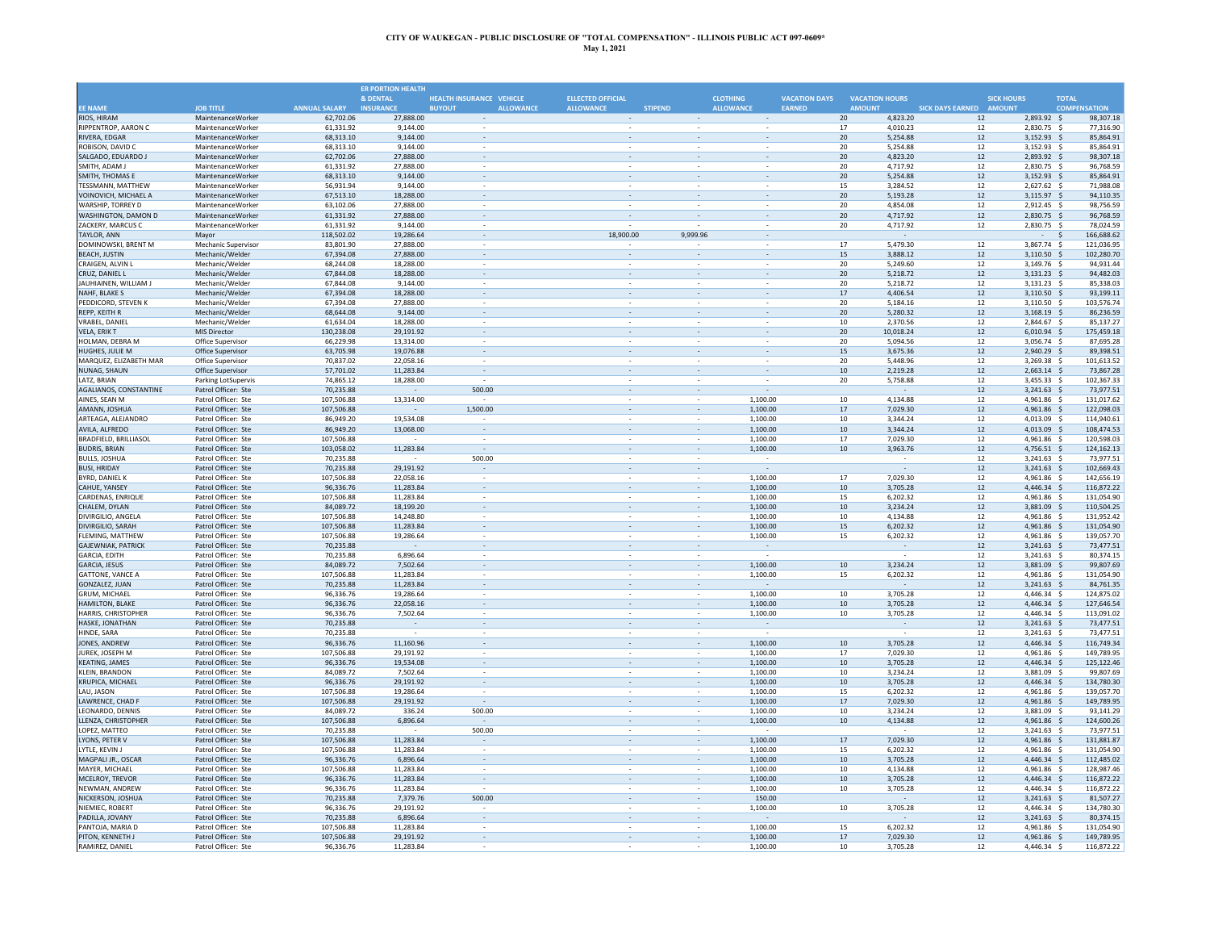**CITY OF WAUKEGAN - PUBLIC DISCLOSURE OF "TOTAL COMPENSATION" - ILLINOIS PUBLIC ACT 097-0609***
**May 1, 2021**

| EE NAME | JOB TITLE | ANNUAL SALARY | ER PORTION HEALTH & DENTAL INSURANCE | HEALTH INSURANCE BUYOUT | VEHICLE ALLOWANCE | ELLECTED OFFICIAL ALLOWANCE | STIPEND | CLOTHING ALLOWANCE | VACATION DAYS EARNED | VACATION HOURS AMOUNT | SICK DAYS EARNED | SICK HOURS AMOUNT | TOTAL COMPENSATION |
|---|---|---|---|---|---|---|---|---|---|---|---|---|---|
| RIOS, HIRAM | MaintenanceWorker | 62,702.06 | 27,888.00 | - | | - | - | - | 20 | 4,823.20 | 12 | 2,893.92 | $ 98,307.18 |
| RIPPENTROP, AARON C | MaintenanceWorker | 61,331.92 | 9,144.00 | - | | - | - | - | 17 | 4,010.23 | 12 | 2,830.75 | $ 77,316.90 |
| RIVERA, EDGAR | MaintenanceWorker | 68,313.10 | 9,144.00 | - | | - | - | - | 20 | 5,254.88 | 12 | 3,152.93 | $ 85,864.91 |
| ROBISON, DAVID C | MaintenanceWorker | 68,313.10 | 9,144.00 | - | | - | - | - | 20 | 5,254.88 | 12 | 3,152.93 | $ 85,864.91 |
| SALGADO, EDUARDO J | MaintenanceWorker | 62,702.06 | 27,888.00 | - | | - | - | - | 20 | 4,823.20 | 12 | 2,893.92 | $ 98,307.18 |
| SMITH, ADAM J | MaintenanceWorker | 61,331.92 | 27,888.00 | - | | - | - | - | 20 | 4,717.92 | 12 | 2,830.75 | $ 96,768.59 |
| SMITH, THOMAS E | MaintenanceWorker | 68,313.10 | 9,144.00 | - | | - | - | - | 20 | 5,254.88 | 12 | 3,152.93 | $ 85,864.91 |
| TESSMANN, MATTHEW | MaintenanceWorker | 56,931.94 | 9,144.00 | - | | - | - | - | 15 | 3,284.52 | 12 | 2,627.62 | $ 71,988.08 |
| VOINOVICH, MICHAEL A | MaintenanceWorker | 67,513.10 | 18,288.00 | - | | - | - | - | 20 | 5,193.28 | 12 | 3,115.97 | $ 94,110.35 |
| WARSHIP, TORREY D | MaintenanceWorker | 63,102.06 | 27,888.00 | - | | - | - | - | 20 | 4,854.08 | 12 | 2,912.45 | $ 98,756.59 |
| WASHINGTON, DAMON D | MaintenanceWorker | 61,331.92 | 27,888.00 | - | | - | - | - | 20 | 4,717.92 | 12 | 2,830.75 | $ 96,768.59 |
| ZACKERY, MARCUS C | MaintenanceWorker | 61,331.92 | 9,144.00 | - | | - | - | - | 20 | 4,717.92 | 12 | 2,830.75 | $ 78,024.59 |
| TAYLOR, ANN | Mayor | 118,502.02 | 19,286.64 | - | | 18,900.00 | 9,999.96 | - | | - | | - | $ 166,688.62 |
| DOMINOWSKI, BRENT M | Mechanic Supervisor | 83,801.90 | 27,888.00 | - | | - | - | - | 17 | 5,479.30 | 12 | 3,867.74 | $ 121,036.95 |
| BEACH, JUSTIN | Mechanic/Welder | 67,394.08 | 27,888.00 | - | | - | - | - | 15 | 3,888.12 | 12 | 3,110.50 | $ 102,280.70 |
| CRAIGEN, ALVIN L | Mechanic/Welder | 68,244.08 | 18,288.00 | - | | - | - | - | 20 | 5,249.60 | 12 | 3,149.76 | $ 94,931.44 |
| CRUZ, DANIEL L | Mechanic/Welder | 67,844.08 | 18,288.00 | - | | - | - | - | 20 | 5,218.72 | 12 | 3,131.23 | $ 94,482.03 |
| JAUHIAINEN, WILLIAM J | Mechanic/Welder | 67,844.08 | 9,144.00 | - | | - | - | - | 20 | 5,218.72 | 12 | 3,131.23 | $ 85,338.03 |
| NAHF, BLAKE S | Mechanic/Welder | 67,394.08 | 18,288.00 | - | | - | - | - | 17 | 4,406.54 | 12 | 3,110.50 | $ 93,199.11 |
| PEDDICORD, STEVEN K | Mechanic/Welder | 67,394.08 | 27,888.00 | - | | - | - | - | 20 | 5,184.16 | 12 | 3,110.50 | $ 103,576.74 |
| REPP, KEITH R | Mechanic/Welder | 68,644.08 | 9,144.00 | - | | - | - | - | 20 | 5,280.32 | 12 | 3,168.19 | $ 86,236.59 |
| VRABEL, DANIEL | Mechanic/Welder | 61,634.04 | 18,288.00 | - | | - | - | - | 10 | 2,370.56 | 12 | 2,844.67 | $ 85,137.27 |
| VELA, ERIK T | MIS Director | 130,238.08 | 29,191.92 | - | | - | - | - | 20 | 10,018.24 | 12 | 6,010.94 | $ 175,459.18 |
| HOLMAN, DEBRA M | Office Supervisor | 66,229.98 | 13,314.00 | - | | - | - | - | 20 | 5,094.56 | 12 | 3,056.74 | $ 87,695.28 |
| HUGHES, JULIE M | Office Supervisor | 63,705.98 | 19,076.88 | - | | - | - | - | 15 | 3,675.36 | 12 | 2,940.29 | $ 89,398.51 |
| MARQUEZ, ELIZABETH MAR | Office Supervisor | 70,837.02 | 22,058.16 | - | | - | - | - | 20 | 5,448.96 | 12 | 3,269.38 | $ 101,613.52 |
| NUNAG, SHAUN | Office Supervisor | 57,701.02 | 11,283.84 | - | | - | - | - | 10 | 2,219.28 | 12 | 2,663.14 | $ 73,867.28 |
| LATZ, BRIAN | Parking LotSupervis | 74,865.12 | 18,288.00 | - | | - | - | - | 20 | 5,758.88 | 12 | 3,455.33 | $ 102,367.33 |
| AGALIANOS, CONSTANTINE | Patrol Officer: Ste | 70,235.88 | - | 500.00 | | - | - | - | | - | 12 | 3,241.63 | $ 73,977.51 |
| AINES, SEAN M | Patrol Officer: Ste | 107,506.88 | 13,314.00 | - | | - | - | 1,100.00 | 10 | 4,134.88 | 12 | 4,961.86 | $ 131,017.62 |
| AMANN, JOSHUA | Patrol Officer: Ste | 107,506.88 | - | 1,500.00 | | - | - | 1,100.00 | 17 | 7,029.30 | 12 | 4,961.86 | $ 122,098.03 |
| ARTEAGA, ALEJANDRO | Patrol Officer: Ste | 86,949.20 | 19,534.08 | - | | - | - | 1,100.00 | 10 | 3,344.24 | 12 | 4,013.09 | $ 114,940.61 |
| AVILA, ALFREDO | Patrol Officer: Ste | 86,949.20 | 13,068.00 | - | | - | - | 1,100.00 | 10 | 3,344.24 | 12 | 4,013.09 | $ 108,474.53 |
| BRADFIELD, BRILLIASOL | Patrol Officer: Ste | 107,506.88 | - | - | | - | - | 1,100.00 | 17 | 7,029.30 | 12 | 4,961.86 | $ 120,598.03 |
| BUDRIS, BRIAN | Patrol Officer: Ste | 103,058.02 | 11,283.84 | - | | - | - | 1,100.00 | 10 | 3,963.76 | 12 | 4,756.51 | $ 124,162.13 |
| BULLS, JOSHUA | Patrol Officer: Ste | 70,235.88 | - | 500.00 | | - | - | - | | - | 12 | 3,241.63 | $ 73,977.51 |
| BUSI, HRIDAY | Patrol Officer: Ste | 70,235.88 | 29,191.92 | - | | - | - | - | | - | 12 | 3,241.63 | $ 102,669.43 |
| BYRD, DANIEL K | Patrol Officer: Ste | 107,506.88 | 22,058.16 | - | | - | - | 1,100.00 | 17 | 7,029.30 | 12 | 4,961.86 | $ 142,656.19 |
| CAHUE, YANSEY | Patrol Officer: Ste | 96,336.76 | 11,283.84 | - | | - | - | 1,100.00 | 10 | 3,705.28 | 12 | 4,446.34 | $ 116,872.22 |
| CARDENAS, ENRIQUE | Patrol Officer: Ste | 107,506.88 | 11,283.84 | - | | - | - | 1,100.00 | 15 | 6,202.32 | 12 | 4,961.86 | $ 131,054.90 |
| CHALEM, DYLAN | Patrol Officer: Ste | 84,089.72 | 18,199.20 | - | | - | - | 1,100.00 | 10 | 3,234.24 | 12 | 3,881.09 | $ 110,504.25 |
| DIVIRGILIO, ANGELA | Patrol Officer: Ste | 107,506.88 | 14,248.80 | - | | - | - | 1,100.00 | 10 | 4,134.88 | 12 | 4,961.86 | $ 131,952.42 |
| DIVIRGILIO, SARAH | Patrol Officer: Ste | 107,506.88 | 11,283.84 | - | | - | - | 1,100.00 | 15 | 6,202.32 | 12 | 4,961.86 | $ 131,054.90 |
| FLEMING, MATTHEW | Patrol Officer: Ste | 107,506.88 | 19,286.64 | - | | - | - | 1,100.00 | 15 | 6,202.32 | 12 | 4,961.86 | $ 139,057.70 |
| GAJEWNIAK, PATRICK | Patrol Officer: Ste | 70,235.88 | - | - | | - | - | - | | - | 12 | 3,241.63 | $ 73,477.51 |
| GARCIA, EDITH | Patrol Officer: Ste | 70,235.88 | 6,896.64 | - | | - | - | - | | - | 12 | 3,241.63 | $ 80,374.15 |
| GARCIA, JESUS | Patrol Officer: Ste | 84,089.72 | 7,502.64 | - | | - | - | 1,100.00 | 10 | 3,234.24 | 12 | 3,881.09 | $ 99,807.69 |
| GATTONE, VANCE A | Patrol Officer: Ste | 107,506.88 | 11,283.84 | - | | - | - | 1,100.00 | 15 | 6,202.32 | 12 | 4,961.86 | $ 131,054.90 |
| GONZALEZ, JUAN | Patrol Officer: Ste | 70,235.88 | 11,283.84 | - | | - | - | - | | - | 12 | 3,241.63 | $ 84,761.35 |
| GRUM, MICHAEL | Patrol Officer: Ste | 96,336.76 | 19,286.64 | - | | - | - | 1,100.00 | 10 | 3,705.28 | 12 | 4,446.34 | $ 124,875.02 |
| HAMILTON, BLAKE | Patrol Officer: Ste | 96,336.76 | 22,058.16 | - | | - | - | 1,100.00 | 10 | 3,705.28 | 12 | 4,446.34 | $ 127,646.54 |
| HARRIS, CHRISTOPHER | Patrol Officer: Ste | 96,336.76 | 7,502.64 | - | | - | - | 1,100.00 | 10 | 3,705.28 | 12 | 4,446.34 | $ 113,091.02 |
| HASKE, JONATHAN | Patrol Officer: Ste | 70,235.88 | - | - | | - | - | - | | - | 12 | 3,241.63 | $ 73,477.51 |
| HINDE, SARA | Patrol Officer: Ste | 70,235.88 | - | - | | - | - | - | | - | 12 | 3,241.63 | $ 73,477.51 |
| JONES, ANDREW | Patrol Officer: Ste | 96,336.76 | 11,160.96 | - | | - | - | 1,100.00 | 10 | 3,705.28 | 12 | 4,446.34 | $ 116,749.34 |
| JUREK, JOSEPH M | Patrol Officer: Ste | 107,506.88 | 29,191.92 | - | | - | - | 1,100.00 | 17 | 7,029.30 | 12 | 4,961.86 | $ 149,789.95 |
| KEATING, JAMES | Patrol Officer: Ste | 96,336.76 | 19,534.08 | - | | - | - | 1,100.00 | 10 | 3,705.28 | 12 | 4,446.34 | $ 125,122.46 |
| KLEIN, BRANDON | Patrol Officer: Ste | 84,089.72 | 7,502.64 | - | | - | - | 1,100.00 | 10 | 3,234.24 | 12 | 3,881.09 | $ 99,807.69 |
| KRUPICA, MICHAEL | Patrol Officer: Ste | 96,336.76 | 29,191.92 | - | | - | - | 1,100.00 | 10 | 3,705.28 | 12 | 4,446.34 | $ 134,780.30 |
| LAU, JASON | Patrol Officer: Ste | 107,506.88 | 19,286.64 | - | | - | - | 1,100.00 | 15 | 6,202.32 | 12 | 4,961.86 | $ 139,057.70 |
| LAWRENCE, CHAD F | Patrol Officer: Ste | 107,506.88 | 29,191.92 | - | | - | - | 1,100.00 | 17 | 7,029.30 | 12 | 4,961.86 | $ 149,789.95 |
| LEONARDO, DENNIS | Patrol Officer: Ste | 84,089.72 | 336.24 | 500.00 | | - | - | 1,100.00 | 10 | 3,234.24 | 12 | 3,881.09 | $ 93,141.29 |
| LLENZA, CHRISTOPHER | Patrol Officer: Ste | 107,506.88 | 6,896.64 | - | | - | - | 1,100.00 | 10 | 4,134.88 | 12 | 4,961.86 | $ 124,600.26 |
| LOPEZ, MATTEO | Patrol Officer: Ste | 70,235.88 | - | 500.00 | | - | - | - | | - | 12 | 3,241.63 | $ 73,977.51 |
| LYONS, PETER V | Patrol Officer: Ste | 107,506.88 | 11,283.84 | - | | - | - | 1,100.00 | 17 | 7,029.30 | 12 | 4,961.86 | $ 131,881.87 |
| LYTLE, KEVIN J | Patrol Officer: Ste | 107,506.88 | 11,283.84 | - | | - | - | 1,100.00 | 15 | 6,202.32 | 12 | 4,961.86 | $ 131,054.90 |
| MAGPALI JR., OSCAR | Patrol Officer: Ste | 96,336.76 | 6,896.64 | - | | - | - | 1,100.00 | 10 | 3,705.28 | 12 | 4,446.34 | $ 112,485.02 |
| MAYER, MICHAEL | Patrol Officer: Ste | 107,506.88 | 11,283.84 | - | | - | - | 1,100.00 | 10 | 4,134.88 | 12 | 4,961.86 | $ 128,987.46 |
| MCELROY, TREVOR | Patrol Officer: Ste | 96,336.76 | 11,283.84 | - | | - | - | 1,100.00 | 10 | 3,705.28 | 12 | 4,446.34 | $ 116,872.22 |
| NEWMAN, ANDREW | Patrol Officer: Ste | 96,336.76 | 11,283.84 | - | | - | - | 1,100.00 | 10 | 3,705.28 | 12 | 4,446.34 | $ 116,872.22 |
| NICKERSON, JOSHUA | Patrol Officer: Ste | 70,235.88 | 7,379.76 | 500.00 | | - | - | 150.00 | | - | 12 | 3,241.63 | $ 81,507.27 |
| NIEMIEC, ROBERT | Patrol Officer: Ste | 96,336.76 | 29,191.92 | - | | - | - | 1,100.00 | 10 | 3,705.28 | 12 | 4,446.34 | $ 134,780.30 |
| PADILLA, JOVANY | Patrol Officer: Ste | 70,235.88 | 6,896.64 | - | | - | - | - | | - | 12 | 3,241.63 | $ 80,374.15 |
| PANTOJA, MARIA D | Patrol Officer: Ste | 107,506.88 | 11,283.84 | - | | - | - | 1,100.00 | 15 | 6,202.32 | 12 | 4,961.86 | $ 131,054.90 |
| PITON, KENNETH J | Patrol Officer: Ste | 107,506.88 | 29,191.92 | - | | - | - | 1,100.00 | 17 | 7,029.30 | 12 | 4,961.86 | $ 149,789.95 |
| RAMIREZ, DANIEL | Patrol Officer: Ste | 96,336.76 | 11,283.84 | - | | - | - | 1,100.00 | 10 | 3,705.28 | 12 | 4,446.34 | $ 116,872.22 |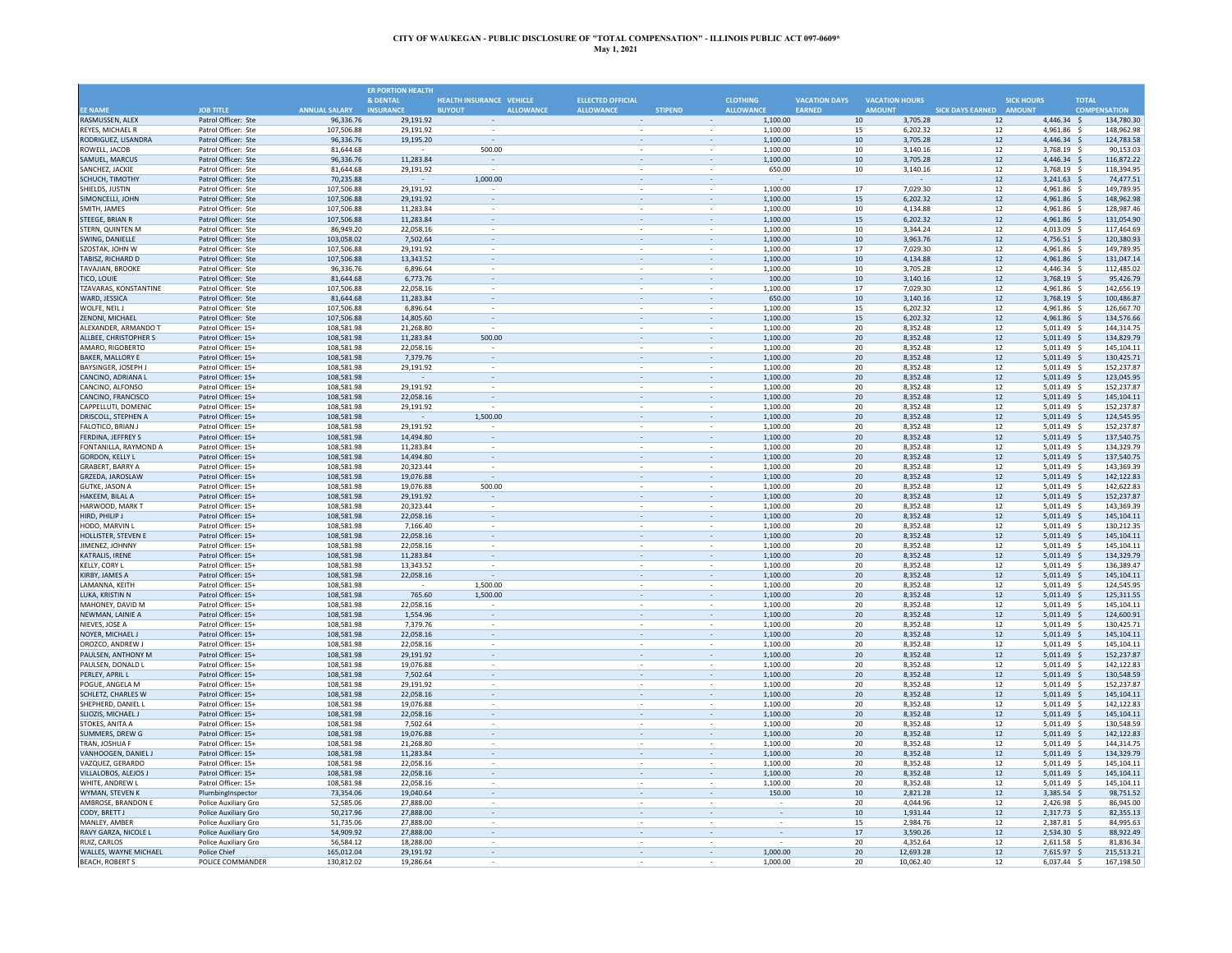**CITY OF WAUKEGAN - PUBLIC DISCLOSURE OF "TOTAL COMPENSATION" - ILLINOIS PUBLIC ACT 097-0609***
**May 1, 2021**

| EE NAME | JOB TITLE | ANNUAL SALARY | ER PORTION HEALTH & DENTAL INSURANCE | HEALTH INSURANCE BUYOUT | VEHICLE ALLOWANCE | ELLECTED OFFICIAL ALLOWANCE | STIPEND | CLOTHING ALLOWANCE | VACATION DAYS EARNED | VACATION HOURS AMOUNT | SICK DAYS EARNED | SICK HOURS AMOUNT | TOTAL COMPENSATION |
|---|---|---|---|---|---|---|---|---|---|---|---|---|---|
| RASMUSSEN, ALEX | Patrol Officer: Ste | 96,336.76 | 29,191.92 | - | | - | - | 1,100.00 | 10 | 3,705.28 | 12 | 4,446.34 | $ 134,780.30 |
| REYES, MICHAEL R | Patrol Officer: Ste | 107,506.88 | 29,191.92 | - | | - | - | 1,100.00 | 15 | 6,202.32 | 12 | 4,961.86 | $ 148,962.98 |
| RODRIGUEZ, LISANDRA | Patrol Officer: Ste | 96,336.76 | 19,195.20 | - | | - | - | 1,100.00 | 10 | 3,705.28 | 12 | 4,446.34 | $ 124,783.58 |
| ROWELL, JACOB | Patrol Officer: Ste | 81,644.68 | - | 500.00 | | - | - | 1,100.00 | 10 | 3,140.16 | 12 | 3,768.19 | $ 90,153.03 |
| SAMUEL, MARCUS | Patrol Officer: Ste | 96,336.76 | 11,283.84 | - | | - | - | 1,100.00 | 10 | 3,705.28 | 12 | 4,446.34 | $ 116,872.22 |
| SANCHEZ, JACKIE | Patrol Officer: Ste | 81,644.68 | 29,191.92 | - | | - | - | 650.00 | 10 | 3,140.16 | 12 | 3,768.19 | $ 118,394.95 |
| SCHUCH, TIMOTHY | Patrol Officer: Ste | 70,235.88 | - | 1,000.00 | | - | - | - | | - | 12 | 3,241.63 | $ 74,477.51 |
| SHIELDS, JUSTIN | Patrol Officer: Ste | 107,506.88 | 29,191.92 | - | | - | - | 1,100.00 | 17 | 7,029.30 | 12 | 4,961.86 | $ 149,789.95 |
| SIMONCELLI, JOHN | Patrol Officer: Ste | 107,506.88 | 29,191.92 | - | | - | - | 1,100.00 | 15 | 6,202.32 | 12 | 4,961.86 | $ 148,962.98 |
| SMITH, JAMES | Patrol Officer: Ste | 107,506.88 | 11,283.84 | - | | - | - | 1,100.00 | 10 | 4,134.88 | 12 | 4,961.86 | $ 128,987.46 |
| STEEGE, BRIAN R | Patrol Officer: Ste | 107,506.88 | 11,283.84 | - | | - | - | 1,100.00 | 15 | 6,202.32 | 12 | 4,961.86 | $ 131,054.90 |
| STERN, QUINTEN M | Patrol Officer: Ste | 86,949.20 | 22,058.16 | - | | - | - | 1,100.00 | 10 | 3,344.24 | 12 | 4,013.09 | $ 117,464.69 |
| SWING, DANIELLE | Patrol Officer: Ste | 103,058.02 | 7,502.64 | - | | - | - | 1,100.00 | 10 | 3,963.76 | 12 | 4,756.51 | $ 120,380.93 |
| SZOSTAK, JOHN W | Patrol Officer: Ste | 107,506.88 | 29,191.92 | - | | - | - | 1,100.00 | 17 | 7,029.30 | 12 | 4,961.86 | $ 149,789.95 |
| TABISZ, RICHARD D | Patrol Officer: Ste | 107,506.88 | 13,343.52 | - | | - | - | 1,100.00 | 10 | 4,134.88 | 12 | 4,961.86 | $ 131,047.14 |
| TAVAJIAN, BROOKE | Patrol Officer: Ste | 96,336.76 | 6,896.64 | - | | - | - | 1,100.00 | 10 | 3,705.28 | 12 | 4,446.34 | $ 112,485.02 |
| TICO, LOUIE | Patrol Officer: Ste | 81,644.68 | 6,773.76 | - | | - | - | 100.00 | 10 | 3,140.16 | 12 | 3,768.19 | $ 95,426.79 |
| TZAVARAS, KONSTANTINE | Patrol Officer: Ste | 107,506.88 | 22,058.16 | - | | - | - | 1,100.00 | 17 | 7,029.30 | 12 | 4,961.86 | $ 142,656.19 |
| WARD, JESSICA | Patrol Officer: Ste | 81,644.68 | 11,283.84 | - | | - | - | 650.00 | 10 | 3,140.16 | 12 | 3,768.19 | $ 100,486.87 |
| WOLFE, NEIL J | Patrol Officer: Ste | 107,506.88 | 6,896.64 | - | | - | - | 1,100.00 | 15 | 6,202.32 | 12 | 4,961.86 | $ 126,667.70 |
| ZENONI, MICHAEL | Patrol Officer: Ste | 107,506.88 | 14,805.60 | - | | - | - | 1,100.00 | 15 | 6,202.32 | 12 | 4,961.86 | $ 134,576.66 |
| ALEXANDER, ARMANDO T | Patrol Officer: 15+ | 108,581.98 | 21,268.80 | - | | - | - | 1,100.00 | 20 | 8,352.48 | 12 | 5,011.49 | $ 144,314.75 |
| ALLBEE, CHRISTOPHER S | Patrol Officer: 15+ | 108,581.98 | 11,283.84 | 500.00 | | - | - | 1,100.00 | 20 | 8,352.48 | 12 | 5,011.49 | $ 134,829.79 |
| AMARO, RIGOBERTO | Patrol Officer: 15+ | 108,581.98 | 22,058.16 | - | | - | - | 1,100.00 | 20 | 8,352.48 | 12 | 5,011.49 | $ 145,104.11 |
| BAKER, MALLORY E | Patrol Officer: 15+ | 108,581.98 | 7,379.76 | - | | - | - | 1,100.00 | 20 | 8,352.48 | 12 | 5,011.49 | $ 130,425.71 |
| BAYSINGER, JOSEPH J | Patrol Officer: 15+ | 108,581.98 | 29,191.92 | - | | - | - | 1,100.00 | 20 | 8,352.48 | 12 | 5,011.49 | $ 152,237.87 |
| CANCINO, ADRIANA L | Patrol Officer: 15+ | 108,581.98 | - | - | | - | - | 1,100.00 | 20 | 8,352.48 | 12 | 5,011.49 | $ 123,045.95 |
| CANCINO, ALFONSO | Patrol Officer: 15+ | 108,581.98 | 29,191.92 | - | | - | - | 1,100.00 | 20 | 8,352.48 | 12 | 5,011.49 | $ 152,237.87 |
| CANCINO, FRANCISCO | Patrol Officer: 15+ | 108,581.98 | 22,058.16 | - | | - | - | 1,100.00 | 20 | 8,352.48 | 12 | 5,011.49 | $ 145,104.11 |
| CAPPELLUTI, DOMENIC | Patrol Officer: 15+ | 108,581.98 | 29,191.92 | - | | - | - | 1,100.00 | 20 | 8,352.48 | 12 | 5,011.49 | $ 152,237.87 |
| DRISCOLL, STEPHEN A | Patrol Officer: 15+ | 108,581.98 | - | 1,500.00 | | - | - | 1,100.00 | 20 | 8,352.48 | 12 | 5,011.49 | $ 124,545.95 |
| FALOTICO, BRIAN J | Patrol Officer: 15+ | 108,581.98 | 29,191.92 | - | | - | - | 1,100.00 | 20 | 8,352.48 | 12 | 5,011.49 | $ 152,237.87 |
| FERDINA, JEFFREY S | Patrol Officer: 15+ | 108,581.98 | 14,494.80 | - | | - | - | 1,100.00 | 20 | 8,352.48 | 12 | 5,011.49 | $ 137,540.75 |
| FONTANILLA, RAYMOND A | Patrol Officer: 15+ | 108,581.98 | 11,283.84 | - | | - | - | 1,100.00 | 20 | 8,352.48 | 12 | 5,011.49 | $ 134,329.79 |
| GORDON, KELLY L | Patrol Officer: 15+ | 108,581.98 | 14,494.80 | - | | - | - | 1,100.00 | 20 | 8,352.48 | 12 | 5,011.49 | $ 137,540.75 |
| GRABERT, BARRY A | Patrol Officer: 15+ | 108,581.98 | 20,323.44 | - | | - | - | 1,100.00 | 20 | 8,352.48 | 12 | 5,011.49 | $ 143,369.39 |
| GRZEDA, JAROSLAW | Patrol Officer: 15+ | 108,581.98 | 19,076.88 | - | | - | - | 1,100.00 | 20 | 8,352.48 | 12 | 5,011.49 | $ 142,122.83 |
| GUTKE, JASON A | Patrol Officer: 15+ | 108,581.98 | 19,076.88 | 500.00 | | - | - | 1,100.00 | 20 | 8,352.48 | 12 | 5,011.49 | $ 142,622.83 |
| HAKEEM, BILAL A | Patrol Officer: 15+ | 108,581.98 | 29,191.92 | - | | - | - | 1,100.00 | 20 | 8,352.48 | 12 | 5,011.49 | $ 152,237.87 |
| HARWOOD, MARK T | Patrol Officer: 15+ | 108,581.98 | 20,323.44 | - | | - | - | 1,100.00 | 20 | 8,352.48 | 12 | 5,011.49 | $ 143,369.39 |
| HIRD, PHILIP J | Patrol Officer: 15+ | 108,581.98 | 22,058.16 | - | | - | - | 1,100.00 | 20 | 8,352.48 | 12 | 5,011.49 | $ 145,104.11 |
| HODO, MARVIN L | Patrol Officer: 15+ | 108,581.98 | 7,166.40 | - | | - | - | 1,100.00 | 20 | 8,352.48 | 12 | 5,011.49 | $ 130,212.35 |
| HOLLISTER, STEVEN E | Patrol Officer: 15+ | 108,581.98 | 22,058.16 | - | | - | - | 1,100.00 | 20 | 8,352.48 | 12 | 5,011.49 | $ 145,104.11 |
| JIMENEZ, JOHNNY | Patrol Officer: 15+ | 108,581.98 | 22,058.16 | - | | - | - | 1,100.00 | 20 | 8,352.48 | 12 | 5,011.49 | $ 145,104.11 |
| KATRALIS, IRENE | Patrol Officer: 15+ | 108,581.98 | 11,283.84 | - | | - | - | 1,100.00 | 20 | 8,352.48 | 12 | 5,011.49 | $ 134,329.79 |
| KELLY, CORY L | Patrol Officer: 15+ | 108,581.98 | 13,343.52 | - | | - | - | 1,100.00 | 20 | 8,352.48 | 12 | 5,011.49 | $ 136,389.47 |
| KIRBY, JAMES A | Patrol Officer: 15+ | 108,581.98 | 22,058.16 | - | | - | - | 1,100.00 | 20 | 8,352.48 | 12 | 5,011.49 | $ 145,104.11 |
| LAMANNA, KEITH | Patrol Officer: 15+ | 108,581.98 | - | 1,500.00 | | - | - | 1,100.00 | 20 | 8,352.48 | 12 | 5,011.49 | $ 124,545.95 |
| LUKA, KRISTIN N | Patrol Officer: 15+ | 108,581.98 | 765.60 | 1,500.00 | | - | - | 1,100.00 | 20 | 8,352.48 | 12 | 5,011.49 | $ 125,311.55 |
| MAHONEY, DAVID M | Patrol Officer: 15+ | 108,581.98 | 22,058.16 | - | | - | - | 1,100.00 | 20 | 8,352.48 | 12 | 5,011.49 | $ 145,104.11 |
| NEWMAN, LAINIE A | Patrol Officer: 15+ | 108,581.98 | 1,554.96 | - | | - | - | 1,100.00 | 20 | 8,352.48 | 12 | 5,011.49 | $ 124,600.91 |
| NIEVES, JOSE A | Patrol Officer: 15+ | 108,581.98 | 7,379.76 | - | | - | - | 1,100.00 | 20 | 8,352.48 | 12 | 5,011.49 | $ 130,425.71 |
| NOYER, MICHAEL J | Patrol Officer: 15+ | 108,581.98 | 22,058.16 | - | | - | - | 1,100.00 | 20 | 8,352.48 | 12 | 5,011.49 | $ 145,104.11 |
| OROZCO, ANDREW J | Patrol Officer: 15+ | 108,581.98 | 22,058.16 | - | | - | - | 1,100.00 | 20 | 8,352.48 | 12 | 5,011.49 | $ 145,104.11 |
| PAULSEN, ANTHONY M | Patrol Officer: 15+ | 108,581.98 | 29,191.92 | - | | - | - | 1,100.00 | 20 | 8,352.48 | 12 | 5,011.49 | $ 152,237.87 |
| PAULSEN, DONALD L | Patrol Officer: 15+ | 108,581.98 | 19,076.88 | - | | - | - | 1,100.00 | 20 | 8,352.48 | 12 | 5,011.49 | $ 142,122.83 |
| PERLEY, APRIL L | Patrol Officer: 15+ | 108,581.98 | 7,502.64 | - | | - | - | 1,100.00 | 20 | 8,352.48 | 12 | 5,011.49 | $ 130,548.59 |
| POGUE, ANGELA M | Patrol Officer: 15+ | 108,581.98 | 29,191.92 | - | | - | - | 1,100.00 | 20 | 8,352.48 | 12 | 5,011.49 | $ 152,237.87 |
| SCHLETZ, CHARLES W | Patrol Officer: 15+ | 108,581.98 | 22,058.16 | - | | - | - | 1,100.00 | 20 | 8,352.48 | 12 | 5,011.49 | $ 145,104.11 |
| SHEPHERD, DANIEL L | Patrol Officer: 15+ | 108,581.98 | 19,076.88 | - | | - | - | 1,100.00 | 20 | 8,352.48 | 12 | 5,011.49 | $ 142,122.83 |
| SLIOZIS, MICHAEL J | Patrol Officer: 15+ | 108,581.98 | 22,058.16 | - | | - | - | 1,100.00 | 20 | 8,352.48 | 12 | 5,011.49 | $ 145,104.11 |
| STOKES, ANITA A | Patrol Officer: 15+ | 108,581.98 | 7,502.64 | - | | - | - | 1,100.00 | 20 | 8,352.48 | 12 | 5,011.49 | $ 130,548.59 |
| SUMMERS, DREW G | Patrol Officer: 15+ | 108,581.98 | 19,076.88 | - | | - | - | 1,100.00 | 20 | 8,352.48 | 12 | 5,011.49 | $ 142,122.83 |
| TRAN, JOSHUA F | Patrol Officer: 15+ | 108,581.98 | 21,268.80 | - | | - | - | 1,100.00 | 20 | 8,352.48 | 12 | 5,011.49 | $ 144,314.75 |
| VANHOOGEN, DANIEL J | Patrol Officer: 15+ | 108,581.98 | 11,283.84 | - | | - | - | 1,100.00 | 20 | 8,352.48 | 12 | 5,011.49 | $ 134,329.79 |
| VAZQUEZ, GERARDO | Patrol Officer: 15+ | 108,581.98 | 22,058.16 | - | | - | - | 1,100.00 | 20 | 8,352.48 | 12 | 5,011.49 | $ 145,104.11 |
| VILLALOBOS, ALEJOS J | Patrol Officer: 15+ | 108,581.98 | 22,058.16 | - | | - | - | 1,100.00 | 20 | 8,352.48 | 12 | 5,011.49 | $ 145,104.11 |
| WHITE, ANDREW L | Patrol Officer: 15+ | 108,581.98 | 22,058.16 | - | | - | - | 1,100.00 | 20 | 8,352.48 | 12 | 5,011.49 | $ 145,104.11 |
| WYMAN, STEVEN K | PlumbingInspector | 73,354.06 | 19,040.64 | - | | - | - | 150.00 | 10 | 2,821.28 | 12 | 3,385.54 | $ 98,751.52 |
| AMBROSE, BRANDON E | Police Auxiliary Gro | 52,585.06 | 27,888.00 | - | | - | - | - | 20 | 4,044.96 | 12 | 2,426.98 | $ 86,945.00 |
| CODY, BRETT J | Police Auxiliary Gro | 50,217.96 | 27,888.00 | - | | - | - | - | 10 | 1,931.44 | 12 | 2,317.73 | $ 82,355.13 |
| MANLEY, AMBER | Police Auxiliary Gro | 51,735.06 | 27,888.00 | - | | - | - | - | 15 | 2,984.76 | 12 | 2,387.81 | $ 84,995.63 |
| RAVY GARZA, NICOLE L | Police Auxiliary Gro | 54,909.92 | 27,888.00 | - | | - | - | - | 17 | 3,590.26 | 12 | 2,534.30 | $ 88,922.49 |
| RUIZ, CARLOS | Police Auxiliary Gro | 56,584.12 | 18,288.00 | - | | - | - | - | 20 | 4,352.64 | 12 | 2,611.58 | $ 81,836.34 |
| WALLES, WAYNE MICHAEL | Police Chief | 165,012.04 | 29,191.92 | - | | - | - | 1,000.00 | 20 | 12,693.28 | 12 | 7,615.97 | $ 215,513.21 |
| BEACH, ROBERT S | POLICE COMMANDER | 130,812.02 | 19,286.64 | - | | - | - | 1,000.00 | 20 | 10,062.40 | 12 | 6,037.44 | $ 167,198.50 |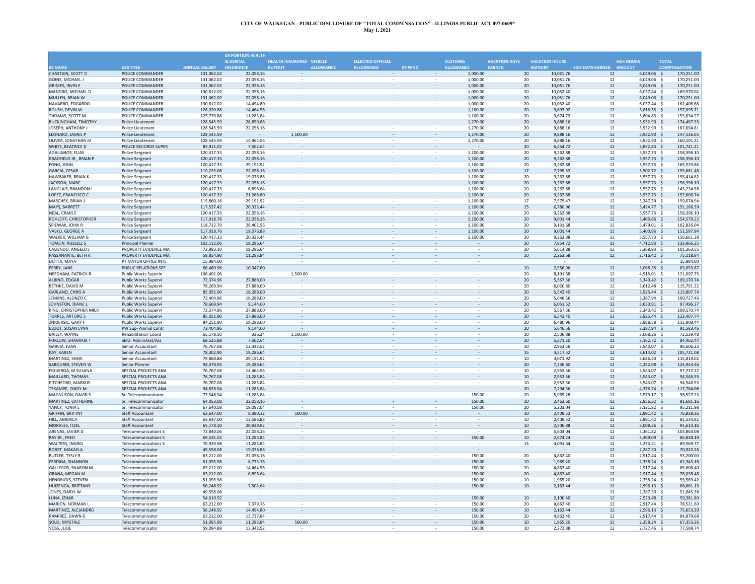# CITY OF WAUKEGAN - PUBLIC DISCLOSURE OF "TOTAL COMPENSATION" - ILLINOIS PUBLIC ACT 097-0609*

**May 1, 2021**

| EE NAME | JOB TITLE | ANNUAL SALARY | ER PORTION HEALTH & DENTAL INSURANCE | HEALTH INSURANCE BUYOUT | VEHICLE ALLOWANCE | ELLECTED OFFICIAL ALLOWANCE | STIPEND | CLOTHING ALLOWANCE | VACATION DAYS EARNED | VACATION HOURS AMOUNT | SICK DAYS EARNED | SICK HOURS AMOUNT | TOTAL COMPENSATION |
|---|---|---|---|---|---|---|---|---|---|---|---|---|---|
| CHASTAIN, SCOTT D | POLICE COMMANDER | 131,062.02 | 22,058.16 | - | | - | - | 1,000.00 | 20 | 10,081.76 | 12 | 6,049.06 | $ 170,251.00 |
| GOINS, MICHAEL J | POLICE COMMANDER | 131,062.02 | 22,058.16 | - | | - | - | 1,000.00 | 20 | 10,081.76 | 12 | 6,049.06 | $ 170,251.00 |
| GRIMES, IRVIN E | POLICE COMMANDER | 131,062.02 | 22,058.16 | - | | - | - | 1,000.00 | 20 | 10,081.76 | 12 | 6,049.06 | $ 170,251.00 |
| MANDRO, MICHAEL D | POLICE COMMANDER | 130,812.02 | 22,058.16 | - | | - | - | 1,000.00 | 20 | 10,062.40 | 12 | 6,037.44 | $ 169,970.02 |
| MULLEN, BRIAN W | POLICE COMMANDER | 131,062.02 | 22,058.16 | - | | - | - | 1,000.00 | 20 | 10,081.76 | 12 | 6,049.06 | $ 170,251.00 |
| NAVARRO, EDGARDO | POLICE COMMANDER | 130,812.02 | 14,494.80 | - | | - | - | 1,000.00 | 20 | 10,062.40 | 12 | 6,037.44 | $ 162,406.66 |
| ROUSH, DEVIN W | POLICE COMMANDER | 126,020.88 | 14,464.56 | - | | - | - | 1,100.00 | 20 | 9,693.92 | 12 | 5,816.35 | $ 157,095.71 |
| THOMAS, SCOTT M | POLICE COMMANDER | 125,770.88 | 11,283.84 | - | | - | - | 1,100.00 | 20 | 9,674.72 | 12 | 5,804.83 | $ 153,634.27 |
| BUCKINGHAM, TIMOTHY | Police Lieutenant | 128,545.59 | 28,850.88 | - | | - | - | 1,270.00 | 20 | 9,888.16 | 12 | 5,932.90 | $ 174,487.53 |
| JOSEPH, ANTHONY J | Police Lieutenant | 128,545.59 | 22,058.16 | - | | - | - | 1,270.00 | 20 | 9,888.16 | 12 | 5,932.90 | $ 167,694.81 |
| LEONARD, JAMES P | Police Lieutenant | 128,545.59 | - | 1,500.00 | | - | - | 1,270.00 | 20 | 9,888.16 | 12 | 5,932.90 | $ 147,136.65 |
| OLIVER, JONATHAN M | Police Lieutenant | 128,545.59 | 14,464.56 | - | | - | - | 1,270.00 | 20 | 9,888.16 | 12 | 5,932.90 | $ 160,101.21 |
| WHITE, BEATRICE D | POLICE RECORDS SUPER | 83,911.02 | 7,502.64 | - | | - | - | - | 20 | 6,454.72 | 12 | 3,872.83 | $ 101,741.21 |
| AGALIANOS, ELIAS | Police Sergeant | 120,417.33 | 22,058.16 | - | | - | - | 1,100.00 | 20 | 9,262.88 | 12 | 5,557.73 | $ 158,396.10 |
| BRADFIELD JR., BRIAN P | Police Sergeant | 120,417.33 | 22,058.16 | - | | - | - | 1,100.00 | 20 | 9,262.88 | 12 | 5,557.73 | $ 158,396.10 |
| FONG, JOHN | Police Sergeant | 120,417.33 | 29,191.92 | - | | - | - | 1,100.00 | 20 | 9,262.88 | 12 | 5,557.73 | $ 165,529.86 |
| GARCIA, CESAR | Police Sergeant | 119,225.08 | 22,058.16 | - | | - | - | 1,100.00 | 17 | 7,795.52 | 12 | 5,502.72 | $ 155,681.48 |
| HAWBAKER, BRIAN K | Police Sergeant | 120,417.33 | 19,076.88 | - | | - | - | 1,100.00 | 20 | 9,262.88 | 12 | 5,557.73 | $ 155,414.82 |
| JACKSON, MARC | Police Sergeant | 120,417.33 | 22,058.16 | - | | - | - | 1,100.00 | 20 | 9,262.88 | 12 | 5,557.73 | $ 158,396.10 |
| LANGLAIS, BRANDON J | Police Sergeant | 120,417.33 | 6,896.64 | - | | - | - | 1,100.00 | 20 | 9,262.88 | 12 | 5,557.73 | $ 143,234.58 |
| LOPEZ, FRANCISCO C | Police Sergeant | 120,417.33 | 21,268.80 | - | | - | - | 1,100.00 | 20 | 9,262.88 | 12 | 5,557.73 | $ 157,606.74 |
| MASCHEK, BRIAN J | Police Sergeant | 115,860.16 | 29,191.92 | - | | - | - | 1,100.00 | 17 | 7,575.47 | 12 | 5,347.39 | $ 159,074.94 |
| MAYS, BARRETT | Police Sergeant | 117,537.42 | 20,323.44 | - | | - | - | 1,100.00 | 15 | 6,780.96 | 12 | 5,424.77 | $ 151,166.59 |
| NEAL, CRAIG E | Police Sergeant | 120,417.33 | 22,058.16 | - | | - | - | 1,100.00 | 20 | 9,262.88 | 12 | 5,557.73 | $ 158,396.10 |
| ROHLOFF, CHRISTOPHER | Police Sergeant | 117,018.76 | 22,058.16 | - | | - | - | 1,100.00 | 20 | 9,001.44 | 12 | 5,400.86 | $ 154,579.22 |
| SPIEWAK, JOHN R | Police Sergeant | 118,712.79 | 28,402.56 | - | | - | - | 1,100.00 | 20 | 9,131.68 | 12 | 5,479.01 | $ 162,826.04 |
| VALKO, GEORGE A | Police Sergeant | 117,018.76 | 19,076.88 | - | | - | - | 1,100.00 | 20 | 9,001.44 | 12 | 5,400.86 | $ 151,597.94 |
| WALKER, WILLIAM G | Police Sergeant | 120,417.33 | 20,323.44 | - | | - | - | 1,100.00 | 20 | 9,262.88 | 12 | 5,557.73 | $ 156,661.38 |
| TOMLIN, RUSSELL S | Principal Planner | 102,112.06 | 19,286.64 | - | | - | - | - | 20 | 7,854.72 | 12 | 4,712.83 | $ 133,966.25 |
| CALIENDO, ANGELO J | PROPERTY EVIDENCE MA | 72,993.10 | 19,286.64 | - | | - | - | - | 20 | 5,614.88 | 12 | 3,368.93 | $ 101,263.55 |
| PASSANANTE, BETH A | PROPERTY EVIDENCE MA | 58,854.90 | 11,283.84 | - | | - | - | - | 10 | 2,263.68 | 12 | 2,716.42 | $ 75,118.84 |
| DUTTA, MAYA | PT MAYOR OFFICE INTE | 15,984.00 | - | - | | - | - | - | | - | | - | $ 15,984.00 |
| FERRY, JANE | PUBLIC RELATIONS SPE | 66,480.96 | 10,947.60 | - | | - | - | - | 10 | 2,556.96 | 12 | 3,068.35 | $ 83,053.87 |
| NEEDHAM, PATRICK R | Public Works Superin | 106,491.06 | - | 1,500.00 | | - | - | - | 20 | 8,191.68 | 12 | 4,915.01 | $ 121,097.75 |
| ALBINO, EDGAR | Public Works Supervi | 72,374.96 | 27,888.00 | - | | - | - | - | 20 | 5,567.36 | 12 | 3,340.42 | $ 109,170.74 |
| BETHKE, DAVID M | Public Works Supervi | 78,269.94 | 27,888.00 | - | | - | - | - | 20 | 6,020.80 | 12 | 3,612.48 | $ 115,791.22 |
| GARLAND, CHRIS A | Public Works Supervi | 85,051.90 | 18,288.00 | - | | - | - | - | 20 | 6,542.40 | 12 | 3,925.44 | $ 113,807.74 |
| JENKINS, ALONZO C | Public Works Supervi | 73,404.96 | 18,288.00 | - | | - | - | - | 20 | 5,646.56 | 12 | 3,387.94 | $ 100,727.46 |
| JOHNSTON, DIANE L | Public Works Supervi | 78,669.94 | 9,144.00 | - | | - | - | - | 20 | 6,051.52 | 12 | 3,630.91 | $ 97,496.37 |
| KING, CHRISTOPHER MICH | Public Works Supervi | 72,374.96 | 27,888.00 | - | | - | - | - | 20 | 5,567.36 | 12 | 3,340.42 | $ 109,170.74 |
| TORRES, ARTURO S | Public Works Supervi | 85,051.90 | 27,888.00 | - | | - | - | - | 20 | 6,542.40 | 12 | 3,925.44 | $ 123,407.74 |
| ZNIDERSIC, GARY F | Public Works Supervi | 84,251.90 | 18,288.00 | - | | - | - | - | 20 | 6,480.96 | 12 | 3,888.58 | $ 112,909.44 |
| ELLIOT, SUSAN LYNN | PW Sup- Animal Contr | 73,404.96 | 9,144.00 | - | | - | - | - | 20 | 5,646.56 | 12 | 3,387.94 | $ 91,583.46 |
| BAILEY, WAYNE | Rehabilitation Coord | 65,178.10 | 336.24 | 1,500.00 | | - | - | - | 10 | 2,506.88 | 12 | 3,008.26 | $ 72,529.48 |
| FURLOW, SHAMIKIA T | SEIU: AdminAsst/Ass | 68,525.88 | 7,502.64 | - | | - | - | - | 20 | 5,271.20 | 12 | 3,162.72 | $ 84,462.44 |
| GARCIA, JUAN | Senior Accountant | 76,767.08 | 13,343.52 | - | | - | - | - | 10 | 2,952.56 | 12 | 3,543.07 | $ 96,606.23 |
| KAY, KAREN | Senior Accountant | 78,302.90 | 19,286.64 | - | | - | - | - | 15 | 4,517.52 | 12 | 3,614.02 | $ 105,721.08 |
| MARTINEZ, SHERI | Senior Accountant | 79,868.88 | 29,191.92 | - | | - | - | - | 10 | 3,071.92 | 12 | 3,686.30 | $ 115,819.02 |
| SABOURIN, STEVEN W | Senior Planner | 94,078.94 | 19,286.64 | - | | - | - | - | 20 | 7,236.80 | 12 | 4,342.08 | $ 124,944.46 |
| FIGUEROA, M SUSANA | SPECIAL PROJECTS ANA | 76,767.08 | 14,464.56 | - | | - | - | - | 10 | 2,952.56 | 12 | 3,543.07 | $ 97,727.27 |
| MAILLARD, THOMAS | SPECIAL PROJECTS ANA | 76,767.08 | 11,283.84 | - | | - | - | - | 10 | 2,952.56 | 12 | 3,543.07 | $ 94,546.55 |
| PITCHFORD, MARKUS | SPECIAL PROJECTS ANA | 76,767.08 | 11,283.84 | - | | - | - | - | 10 | 2,952.56 | 12 | 3,543.07 | $ 94,546.55 |
| TEKAMPE, CINDY M | SPECIAL PROJECTS ANA | 94,828.94 | 11,283.84 | - | | - | - | - | 20 | 7,294.56 | 12 | 4,376.74 | $ 117,784.08 |
| MAGNUSON, DAVID S | Sr. Telecommunicator | 77,548.94 | 11,283.84 | - | | - | - | 150.00 | 20 | 5,965.28 | 12 | 3,579.17 | $ 98,527.23 |
| MARTINEZ, CATHERINE | Sr. Telecommunicator | 64,053.08 | 22,058.16 | - | | - | - | 150.00 | 10 | 2,463.60 | 12 | 2,956.32 | $ 91,681.16 |
| YANCY, TONIA L | Sr. Telecommunicator | 67,640.08 | 19,097.04 | - | | - | - | 150.00 | 20 | 5,203.04 | 12 | 3,121.82 | $ 95,211.98 |
| GRIFFIN, BRITTNY | Staff Accountant | 62,647.00 | 8,380.32 | 500.00 | | - | - | - | 10 | 2,409.52 | 12 | 2,891.42 | $ 76,828.26 |
| HILL, AMERICA | Staff Accountant | 62,647.00 | 13,586.88 | - | | - | - | - | 10 | 2,409.52 | 12 | 2,891.42 | $ 81,534.82 |
| MORALES, ITZEL | Staff Accountant | 65,178.10 | 20,929.92 | - | | - | - | - | 10 | 2,506.88 | 12 | 3,008.26 | $ 91,623.16 |
| ARENAS, JAVIER D | Telecommunications S | 72,840.06 | 22,058.16 | - | | - | - | - | 20 | 5,603.04 | 12 | 3,361.82 | $ 103,863.08 |
| RAY JR., FRED | Telecommunications S | 69,531.02 | 11,283.84 | - | | - | - | 150.00 | 10 | 2,674.24 | 12 | 3,209.09 | $ 86,848.19 |
| WALTERS, INGRID | Telecommunications S | 70,920.98 | 11,283.84 | - | | - | - | - | 15 | 4,091.64 | 12 | 3,273.31 | $ 89,569.77 |
| BOBST, MAKAYLA | Telecommunicator | 49,558.08 | 19,076.88 | - | | - | - | - | | - | 12 | 2,287.30 | $ 70,922.26 |
| BUTLER, TYSLY R | Telecommunicator | 63,212.00 | 22,058.16 | - | | - | - | 150.00 | 20 | 4,862.40 | 12 | 2,917.44 | $ 93,200.00 |
| FERDINA, SHANNON | Telecommunicator | 51,095.98 | 6,773.76 | - | | - | - | 150.00 | 10 | 1,965.20 | 12 | 2,358.24 | $ 62,343.18 |
| GALLEGOS, SHARON M | Telecommunicator | 63,212.00 | 14,464.56 | - | | - | - | 150.00 | 20 | 4,862.40 | 12 | 2,917.44 | $ 85,606.40 |
| GRANA, MEGAN M | Telecommunicator | 63,212.00 | 6,896.64 | - | | - | - | 150.00 | 20 | 4,862.40 | 12 | 2,917.44 | $ 78,038.48 |
| HENDRICKS, STEVEN | Telecommunicator | 51,095.98 | - | - | | - | - | 150.00 | 10 | 1,965.20 | 12 | 2,358.24 | $ 55,569.42 |
| HUIZENGA, BRITTANY | Telecommunicator | 56,248.92 | 7,502.64 | - | | - | - | 150.00 | 10 | 2,163.44 | 12 | 2,596.13 | $ 68,661.13 |
| JONES, DARYL W | Telecommunicator | 49,558.08 | - | - | | - | - | - | | - | 12 | 2,287.30 | $ 51,845.38 |
| LUNA, IZHAR | Telecommunicator | 54,610.92 | - | - | | - | - | 150.00 | 10 | 2,100.40 | 12 | 2,520.48 | $ 59,381.80 |
| MARION, NORMAN L | Telecommunicator | 63,212.00 | 7,379.76 | - | | - | - | 150.00 | 20 | 4,862.40 | 12 | 2,917.44 | $ 78,521.60 |
| MARTINEZ, ALEJANDRO | Telecommunicator | 56,248.92 | 14,494.80 | - | | - | - | 150.00 | 10 | 2,163.44 | 12 | 2,596.13 | $ 75,653.29 |
| RAMIREZ, DAWN D | Telecommunicator | 63,212.00 | 13,737.84 | - | | - | - | 150.00 | 20 | 4,862.40 | 12 | 2,917.44 | $ 84,879.68 |
| SOLIS, KRYSTALE | Telecommunicator | 51,095.98 | 11,283.84 | 500.00 | | - | - | 150.00 | 10 | 1,965.20 | 12 | 2,358.24 | $ 67,353.26 |
| VOSS, JULIE | Telecommunicator | 59,094.88 | 13,343.52 | - | | - | - | 150.00 | 10 | 2,272.88 | 12 | 2,727.46 | $ 77,588.74 |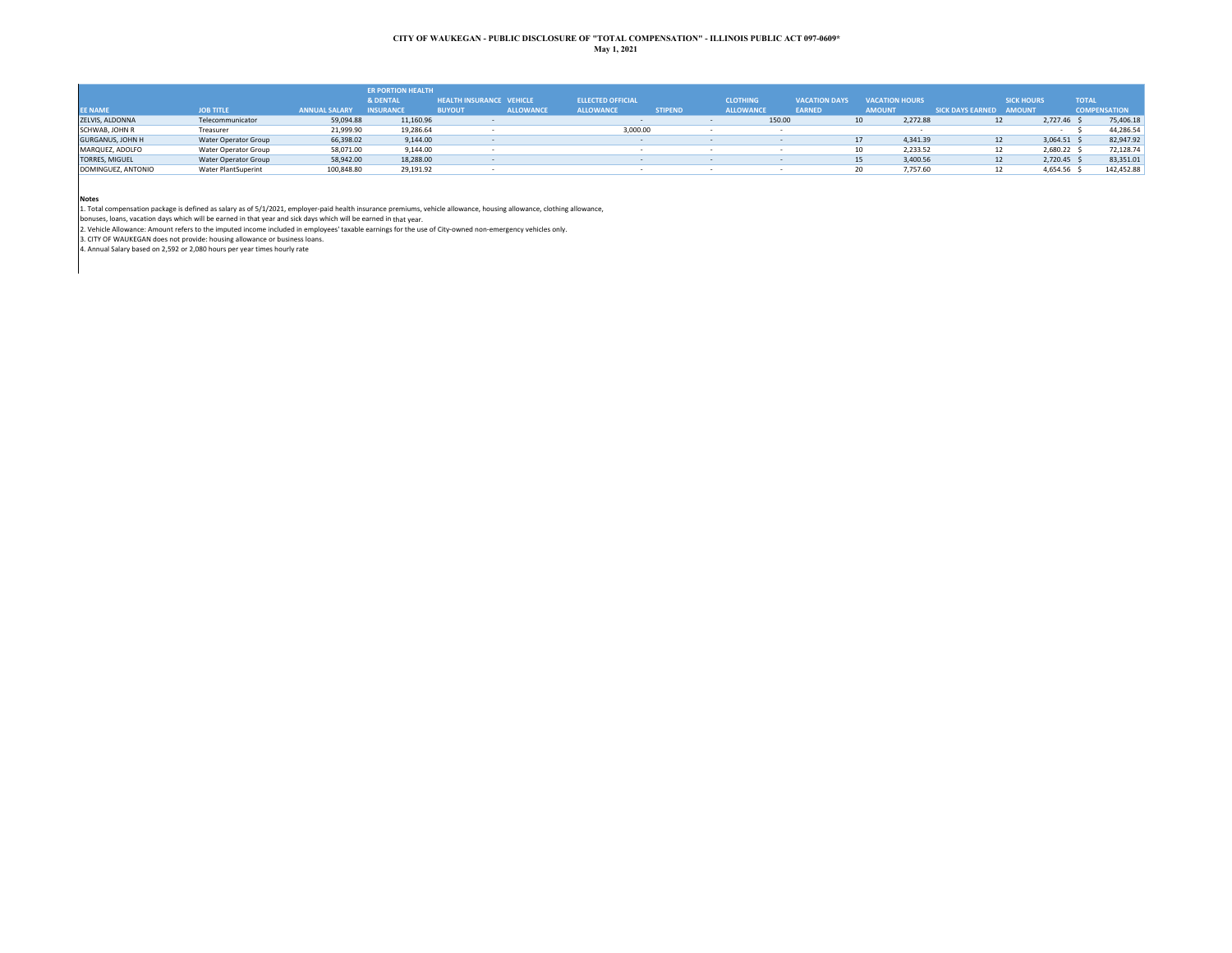**CITY OF WAUKEGAN - PUBLIC DISCLOSURE OF "TOTAL COMPENSATION" - ILLINOIS PUBLIC ACT 097-0609***

**May 1, 2021**

| EE NAME | JOB TITLE | ANNUAL SALARY | ER PORTION HEALTH & DENTAL INSURANCE | HEALTH INSURANCE BUYOUT | VEHICLE ALLOWANCE | ELLECTED OFFICIAL ALLOWANCE | STIPEND | CLOTHING ALLOWANCE | VACATION DAYS EARNED | VACATION HOURS AMOUNT | SICK DAYS EARNED | SICK HOURS AMOUNT | TOTAL COMPENSATION |
|---|---|---|---|---|---|---|---|---|---|---|---|---|---|
| ZELVIS, ALDONNA | Telecommunicator | 59,094.88 | 11,160.96 | - | | - | - | 150.00 | 10 | 2,272.88 | 12 | 2,727.46 | $ 75,406.18 |
| SCHWAB, JOHN R | Treasurer | 21,999.90 | 19,286.64 | - | | 3,000.00 | - | - | | - | | - | $ 44,286.54 |
| GURGANUS, JOHN H | Water Operator Group | 66,398.02 | 9,144.00 | - | | - | - | - | 17 | 4,341.39 | 12 | 3,064.51 | $ 82,947.92 |
| MARQUEZ, ADOLFO | Water Operator Group | 58,071.00 | 9,144.00 | - | | - | - | - | 10 | 2,233.52 | 12 | 2,680.22 | $ 72,128.74 |
| TORRES, MIGUEL | Water Operator Group | 58,942.00 | 18,288.00 | - | | - | - | - | 15 | 3,400.56 | 12 | 2,720.45 | $ 83,351.01 |
| DOMINGUEZ, ANTONIO | Water PlantSuperint | 100,848.80 | 29,191.92 | - | | - | - | - | 20 | 7,757.60 | 12 | 4,654.56 | $ 142,452.88 |

**Notes**

1. Total compensation package is defined as salary as of 5/1/2021, employer-paid health insurance premiums, vehicle allowance, housing allowance, clothing allowance, bonuses, loans, vacation days which will be earned in that year and sick days which will be earned in that year.
2. Vehicle Allowance: Amount refers to the imputed income included in employees' taxable earnings for the use of City-owned non-emergency vehicles only.
3. CITY OF WAUKEGAN does not provide: housing allowance or business loans.
4. Annual Salary based on 2,592 or 2,080 hours per year times hourly rate